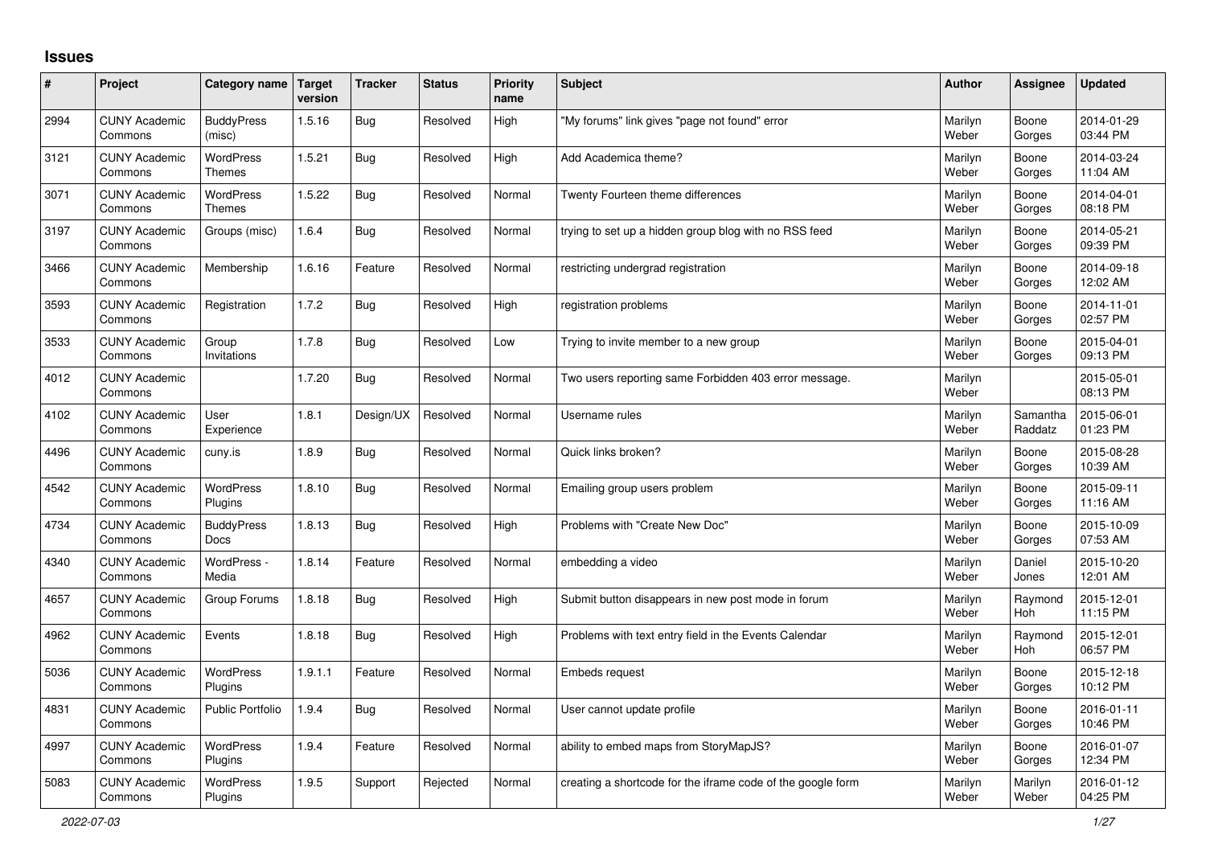# Issues

| # | Project | Category name | Target version | Tracker | Status | Priority name | Subject | Author | Assignee | Updated |
|---|---|---|---|---|---|---|---|---|---|---|
| 2994 | CUNY Academic Commons | BuddyPress (misc) | 1.5.16 | Bug | Resolved | High | "My forums" link gives "page not found" error | Marilyn Weber | Boone Gorges | 2014-01-29 03:44 PM |
| 3121 | CUNY Academic Commons | WordPress Themes | 1.5.21 | Bug | Resolved | High | Add Academica theme? | Marilyn Weber | Boone Gorges | 2014-03-24 11:04 AM |
| 3071 | CUNY Academic Commons | WordPress Themes | 1.5.22 | Bug | Resolved | Normal | Twenty Fourteen theme differences | Marilyn Weber | Boone Gorges | 2014-04-01 08:18 PM |
| 3197 | CUNY Academic Commons | Groups (misc) | 1.6.4 | Bug | Resolved | Normal | trying to set up a hidden group blog with no RSS feed | Marilyn Weber | Boone Gorges | 2014-05-21 09:39 PM |
| 3466 | CUNY Academic Commons | Membership | 1.6.16 | Feature | Resolved | Normal | restricting undergrad registration | Marilyn Weber | Boone Gorges | 2014-09-18 12:02 AM |
| 3593 | CUNY Academic Commons | Registration | 1.7.2 | Bug | Resolved | High | registration problems | Marilyn Weber | Boone Gorges | 2014-11-01 02:57 PM |
| 3533 | CUNY Academic Commons | Group Invitations | 1.7.8 | Bug | Resolved | Low | Trying to invite member to a new group | Marilyn Weber | Boone Gorges | 2015-04-01 09:13 PM |
| 4012 | CUNY Academic Commons | | 1.7.20 | Bug | Resolved | Normal | Two users reporting same Forbidden 403 error message. | Marilyn Weber | | 2015-05-01 08:13 PM |
| 4102 | CUNY Academic Commons | User Experience | 1.8.1 | Design/UX | Resolved | Normal | Username rules | Marilyn Weber | Samantha Raddatz | 2015-06-01 01:23 PM |
| 4496 | CUNY Academic Commons | cuny.is | 1.8.9 | Bug | Resolved | Normal | Quick links broken? | Marilyn Weber | Boone Gorges | 2015-08-28 10:39 AM |
| 4542 | CUNY Academic Commons | WordPress Plugins | 1.8.10 | Bug | Resolved | Normal | Emailing group users problem | Marilyn Weber | Boone Gorges | 2015-09-11 11:16 AM |
| 4734 | CUNY Academic Commons | BuddyPress Docs | 1.8.13 | Bug | Resolved | High | Problems with "Create New Doc" | Marilyn Weber | Boone Gorges | 2015-10-09 07:53 AM |
| 4340 | CUNY Academic Commons | WordPress - Media | 1.8.14 | Feature | Resolved | Normal | embedding a video | Marilyn Weber | Daniel Jones | 2015-10-20 12:01 AM |
| 4657 | CUNY Academic Commons | Group Forums | 1.8.18 | Bug | Resolved | High | Submit button disappears in new post mode in forum | Marilyn Weber | Raymond Hoh | 2015-12-01 11:15 PM |
| 4962 | CUNY Academic Commons | Events | 1.8.18 | Bug | Resolved | High | Problems with text entry field in the Events Calendar | Marilyn Weber | Raymond Hoh | 2015-12-01 06:57 PM |
| 5036 | CUNY Academic Commons | WordPress Plugins | 1.9.1.1 | Feature | Resolved | Normal | Embeds request | Marilyn Weber | Boone Gorges | 2015-12-18 10:12 PM |
| 4831 | CUNY Academic Commons | Public Portfolio | 1.9.4 | Bug | Resolved | Normal | User cannot update profile | Marilyn Weber | Boone Gorges | 2016-01-11 10:46 PM |
| 4997 | CUNY Academic Commons | WordPress Plugins | 1.9.4 | Feature | Resolved | Normal | ability to embed maps from StoryMapJS? | Marilyn Weber | Boone Gorges | 2016-01-07 12:34 PM |
| 5083 | CUNY Academic Commons | WordPress Plugins | 1.9.5 | Support | Rejected | Normal | creating a shortcode for the iframe code of the google form | Marilyn Weber | Marilyn Weber | 2016-01-12 04:25 PM |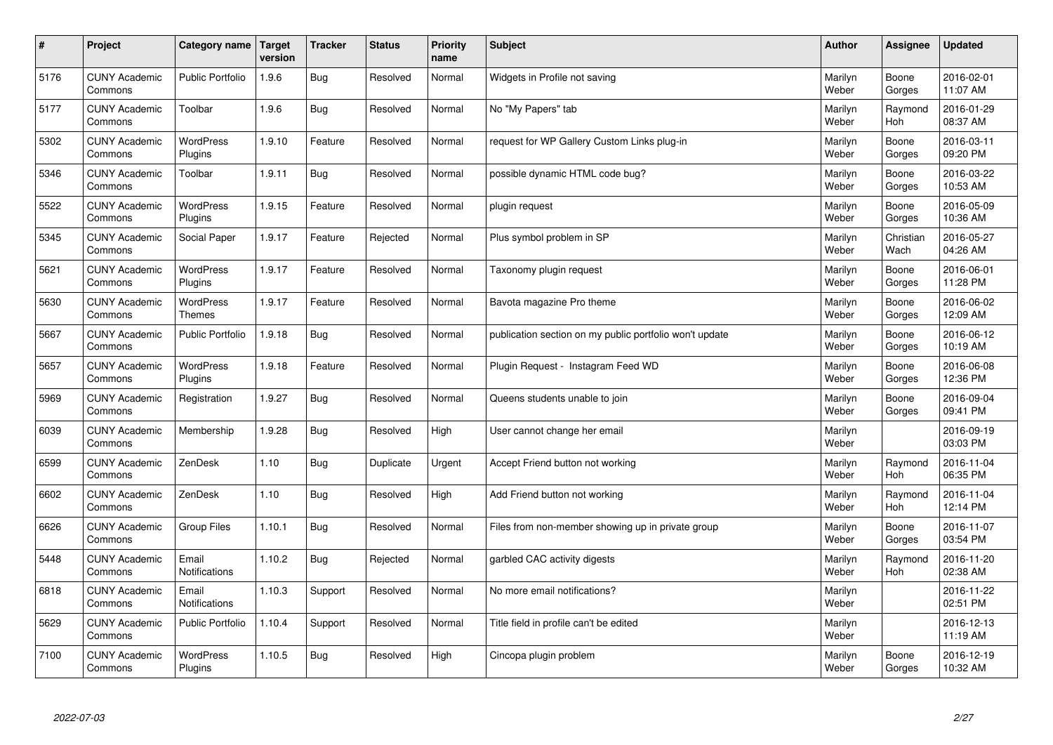| # | Project | Category name | Target version | Tracker | Status | Priority name | Subject | Author | Assignee | Updated |
|---|---|---|---|---|---|---|---|---|---|---|
| 5176 | CUNY Academic Commons | Public Portfolio | 1.9.6 | Bug | Resolved | Normal | Widgets in Profile not saving | Marilyn Weber | Boone Gorges | 2016-02-01 11:07 AM |
| 5177 | CUNY Academic Commons | Toolbar | 1.9.6 | Bug | Resolved | Normal | No "My Papers" tab | Marilyn Weber | Raymond Hoh | 2016-01-29 08:37 AM |
| 5302 | CUNY Academic Commons | WordPress Plugins | 1.9.10 | Feature | Resolved | Normal | request for WP Gallery Custom Links plug-in | Marilyn Weber | Boone Gorges | 2016-03-11 09:20 PM |
| 5346 | CUNY Academic Commons | Toolbar | 1.9.11 | Bug | Resolved | Normal | possible dynamic HTML code bug? | Marilyn Weber | Boone Gorges | 2016-03-22 10:53 AM |
| 5522 | CUNY Academic Commons | WordPress Plugins | 1.9.15 | Feature | Resolved | Normal | plugin request | Marilyn Weber | Boone Gorges | 2016-05-09 10:36 AM |
| 5345 | CUNY Academic Commons | Social Paper | 1.9.17 | Feature | Rejected | Normal | Plus symbol problem in SP | Marilyn Weber | Christian Wach | 2016-05-27 04:26 AM |
| 5621 | CUNY Academic Commons | WordPress Plugins | 1.9.17 | Feature | Resolved | Normal | Taxonomy plugin request | Marilyn Weber | Boone Gorges | 2016-06-01 11:28 PM |
| 5630 | CUNY Academic Commons | WordPress Themes | 1.9.17 | Feature | Resolved | Normal | Bavota magazine Pro theme | Marilyn Weber | Boone Gorges | 2016-06-02 12:09 AM |
| 5667 | CUNY Academic Commons | Public Portfolio | 1.9.18 | Bug | Resolved | Normal | publication section on my public portfolio won't update | Marilyn Weber | Boone Gorges | 2016-06-12 10:19 AM |
| 5657 | CUNY Academic Commons | WordPress Plugins | 1.9.18 | Feature | Resolved | Normal | Plugin Request - Instagram Feed WD | Marilyn Weber | Boone Gorges | 2016-06-08 12:36 PM |
| 5969 | CUNY Academic Commons | Registration | 1.9.27 | Bug | Resolved | Normal | Queens students unable to join | Marilyn Weber | Boone Gorges | 2016-09-04 09:41 PM |
| 6039 | CUNY Academic Commons | Membership | 1.9.28 | Bug | Resolved | High | User cannot change her email | Marilyn Weber | | 2016-09-19 03:03 PM |
| 6599 | CUNY Academic Commons | ZenDesk | 1.10 | Bug | Duplicate | Urgent | Accept Friend button not working | Marilyn Weber | Raymond Hoh | 2016-11-04 06:35 PM |
| 6602 | CUNY Academic Commons | ZenDesk | 1.10 | Bug | Resolved | High | Add Friend button not working | Marilyn Weber | Raymond Hoh | 2016-11-04 12:14 PM |
| 6626 | CUNY Academic Commons | Group Files | 1.10.1 | Bug | Resolved | Normal | Files from non-member showing up in private group | Marilyn Weber | Boone Gorges | 2016-11-07 03:54 PM |
| 5448 | CUNY Academic Commons | Email Notifications | 1.10.2 | Bug | Rejected | Normal | garbled CAC activity digests | Marilyn Weber | Raymond Hoh | 2016-11-20 02:38 AM |
| 6818 | CUNY Academic Commons | Email Notifications | 1.10.3 | Support | Resolved | Normal | No more email notifications? | Marilyn Weber | | 2016-11-22 02:51 PM |
| 5629 | CUNY Academic Commons | Public Portfolio | 1.10.4 | Support | Resolved | Normal | Title field in profile can't be edited | Marilyn Weber | | 2016-12-13 11:19 AM |
| 7100 | CUNY Academic Commons | WordPress Plugins | 1.10.5 | Bug | Resolved | High | Cincopa plugin problem | Marilyn Weber | Boone Gorges | 2016-12-19 10:32 AM |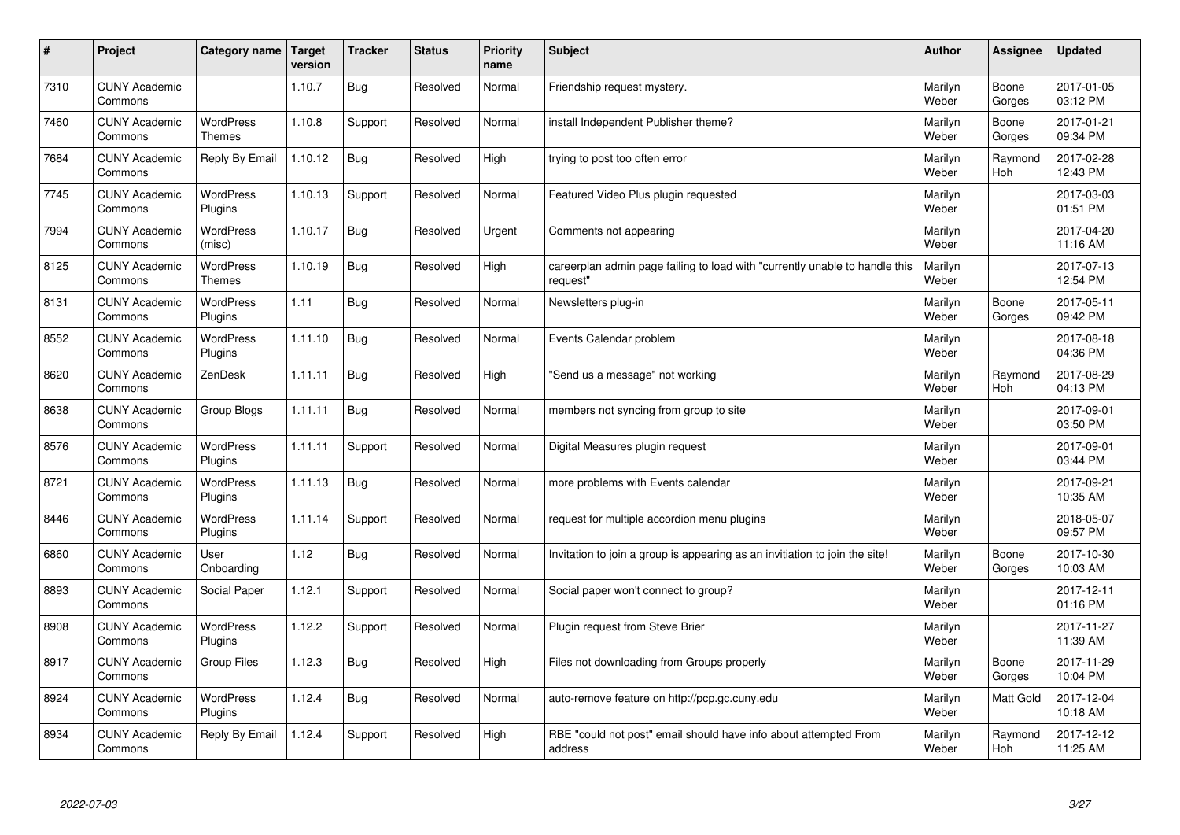| # | Project | Category name | Target version | Tracker | Status | Priority name | Subject | Author | Assignee | Updated |
|---|---|---|---|---|---|---|---|---|---|---|
| 7310 | CUNY Academic Commons | | 1.10.7 | Bug | Resolved | Normal | Friendship request mystery. | Marilyn Weber | Boone Gorges | 2017-01-05 03:12 PM |
| 7460 | CUNY Academic Commons | WordPress Themes | 1.10.8 | Support | Resolved | Normal | install Independent Publisher theme? | Marilyn Weber | Boone Gorges | 2017-01-21 09:34 PM |
| 7684 | CUNY Academic Commons | Reply By Email | 1.10.12 | Bug | Resolved | High | trying to post too often error | Marilyn Weber | Raymond Hoh | 2017-02-28 12:43 PM |
| 7745 | CUNY Academic Commons | WordPress Plugins | 1.10.13 | Support | Resolved | Normal | Featured Video Plus plugin requested | Marilyn Weber | | 2017-03-03 01:51 PM |
| 7994 | CUNY Academic Commons | WordPress (misc) | 1.10.17 | Bug | Resolved | Urgent | Comments not appearing | Marilyn Weber | | 2017-04-20 11:16 AM |
| 8125 | CUNY Academic Commons | WordPress Themes | 1.10.19 | Bug | Resolved | High | careerplan admin page failing to load with "currently unable to handle this request" | Marilyn Weber | | 2017-07-13 12:54 PM |
| 8131 | CUNY Academic Commons | WordPress Plugins | 1.11 | Bug | Resolved | Normal | Newsletters plug-in | Marilyn Weber | Boone Gorges | 2017-05-11 09:42 PM |
| 8552 | CUNY Academic Commons | WordPress Plugins | 1.11.10 | Bug | Resolved | Normal | Events Calendar problem | Marilyn Weber | | 2017-08-18 04:36 PM |
| 8620 | CUNY Academic Commons | ZenDesk | 1.11.11 | Bug | Resolved | High | "Send us a message" not working | Marilyn Weber | Raymond Hoh | 2017-08-29 04:13 PM |
| 8638 | CUNY Academic Commons | Group Blogs | 1.11.11 | Bug | Resolved | Normal | members not syncing from group to site | Marilyn Weber | | 2017-09-01 03:50 PM |
| 8576 | CUNY Academic Commons | WordPress Plugins | 1.11.11 | Support | Resolved | Normal | Digital Measures plugin request | Marilyn Weber | | 2017-09-01 03:44 PM |
| 8721 | CUNY Academic Commons | WordPress Plugins | 1.11.13 | Bug | Resolved | Normal | more problems with Events calendar | Marilyn Weber | | 2017-09-21 10:35 AM |
| 8446 | CUNY Academic Commons | WordPress Plugins | 1.11.14 | Support | Resolved | Normal | request for multiple accordion menu plugins | Marilyn Weber | | 2018-05-07 09:57 PM |
| 6860 | CUNY Academic Commons | User Onboarding | 1.12 | Bug | Resolved | Normal | Invitation to join a group is appearing as an invitiation to join the site! | Marilyn Weber | Boone Gorges | 2017-10-30 10:03 AM |
| 8893 | CUNY Academic Commons | Social Paper | 1.12.1 | Support | Resolved | Normal | Social paper won't connect to group? | Marilyn Weber | | 2017-12-11 01:16 PM |
| 8908 | CUNY Academic Commons | WordPress Plugins | 1.12.2 | Support | Resolved | Normal | Plugin request from Steve Brier | Marilyn Weber | | 2017-11-27 11:39 AM |
| 8917 | CUNY Academic Commons | Group Files | 1.12.3 | Bug | Resolved | High | Files not downloading from Groups properly | Marilyn Weber | Boone Gorges | 2017-11-29 10:04 PM |
| 8924 | CUNY Academic Commons | WordPress Plugins | 1.12.4 | Bug | Resolved | Normal | auto-remove feature on http://pcp.gc.cuny.edu | Marilyn Weber | Matt Gold | 2017-12-04 10:18 AM |
| 8934 | CUNY Academic Commons | Reply By Email | 1.12.4 | Support | Resolved | High | RBE "could not post" email should have info about attempted From address | Marilyn Weber | Raymond Hoh | 2017-12-12 11:25 AM |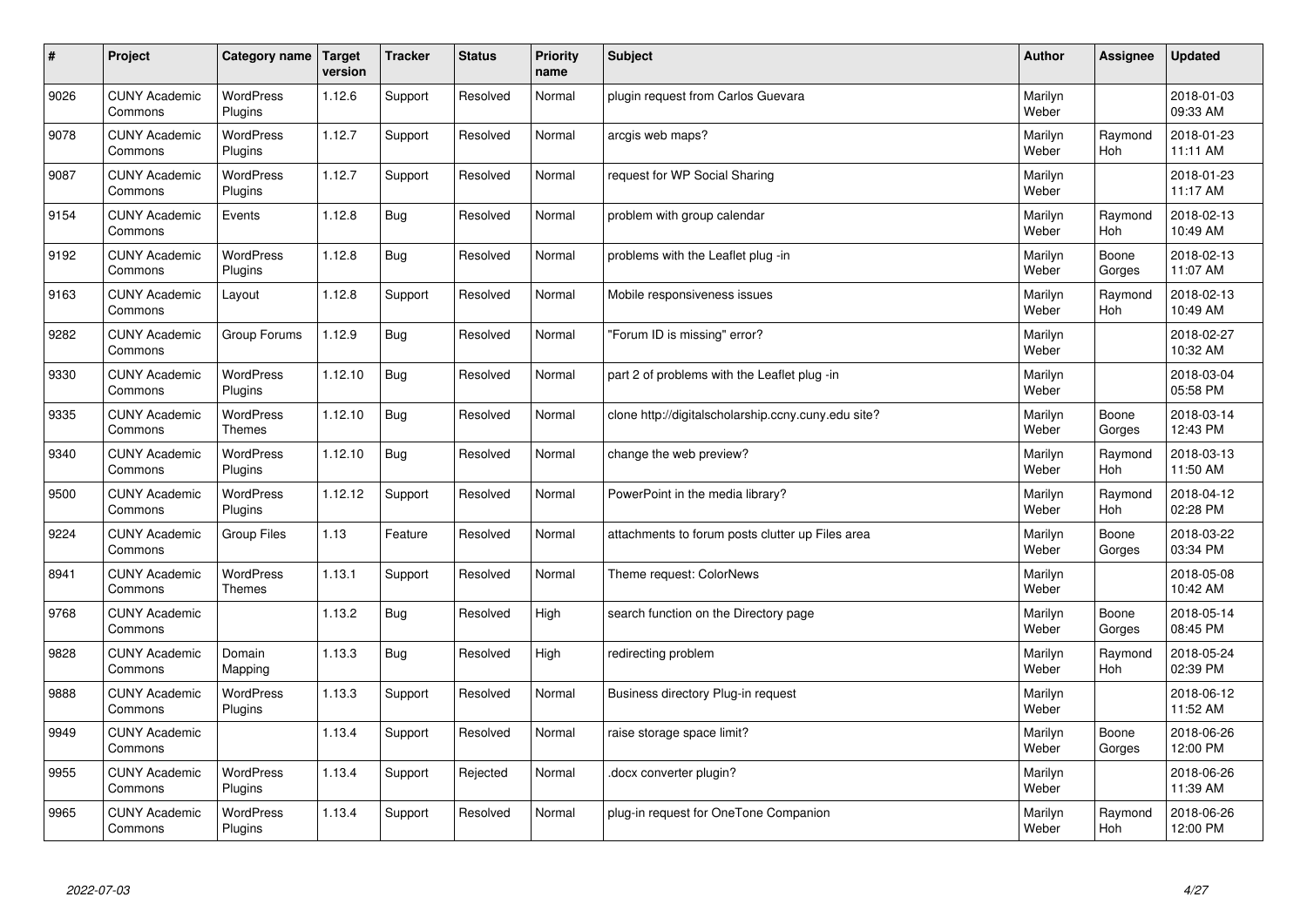| # | Project | Category name | Target version | Tracker | Status | Priority name | Subject | Author | Assignee | Updated |
|---|---|---|---|---|---|---|---|---|---|---|
| 9026 | CUNY Academic Commons | WordPress Plugins | 1.12.6 | Support | Resolved | Normal | plugin request from Carlos Guevara | Marilyn Weber | | 2018-01-03 09:33 AM |
| 9078 | CUNY Academic Commons | WordPress Plugins | 1.12.7 | Support | Resolved | Normal | arcgis web maps? | Marilyn Weber | Raymond Hoh | 2018-01-23 11:11 AM |
| 9087 | CUNY Academic Commons | WordPress Plugins | 1.12.7 | Support | Resolved | Normal | request for WP Social Sharing | Marilyn Weber | | 2018-01-23 11:17 AM |
| 9154 | CUNY Academic Commons | Events | 1.12.8 | Bug | Resolved | Normal | problem with group calendar | Marilyn Weber | Raymond Hoh | 2018-02-13 10:49 AM |
| 9192 | CUNY Academic Commons | WordPress Plugins | 1.12.8 | Bug | Resolved | Normal | problems with the Leaflet plug -in | Marilyn Weber | Boone Gorges | 2018-02-13 11:07 AM |
| 9163 | CUNY Academic Commons | Layout | 1.12.8 | Support | Resolved | Normal | Mobile responsiveness issues | Marilyn Weber | Raymond Hoh | 2018-02-13 10:49 AM |
| 9282 | CUNY Academic Commons | Group Forums | 1.12.9 | Bug | Resolved | Normal | "Forum ID is missing" error? | Marilyn Weber | | 2018-02-27 10:32 AM |
| 9330 | CUNY Academic Commons | WordPress Plugins | 1.12.10 | Bug | Resolved | Normal | part 2 of problems with the Leaflet plug -in | Marilyn Weber | | 2018-03-04 05:58 PM |
| 9335 | CUNY Academic Commons | WordPress Themes | 1.12.10 | Bug | Resolved | Normal | clone http://digitalscholarship.ccny.cuny.edu site? | Marilyn Weber | Boone Gorges | 2018-03-14 12:43 PM |
| 9340 | CUNY Academic Commons | WordPress Plugins | 1.12.10 | Bug | Resolved | Normal | change the web preview? | Marilyn Weber | Raymond Hoh | 2018-03-13 11:50 AM |
| 9500 | CUNY Academic Commons | WordPress Plugins | 1.12.12 | Support | Resolved | Normal | PowerPoint in the media library? | Marilyn Weber | Raymond Hoh | 2018-04-12 02:28 PM |
| 9224 | CUNY Academic Commons | Group Files | 1.13 | Feature | Resolved | Normal | attachments to forum posts clutter up Files area | Marilyn Weber | Boone Gorges | 2018-03-22 03:34 PM |
| 8941 | CUNY Academic Commons | WordPress Themes | 1.13.1 | Support | Resolved | Normal | Theme request: ColorNews | Marilyn Weber | | 2018-05-08 10:42 AM |
| 9768 | CUNY Academic Commons | | 1.13.2 | Bug | Resolved | High | search function on the Directory page | Marilyn Weber | Boone Gorges | 2018-05-14 08:45 PM |
| 9828 | CUNY Academic Commons | Domain Mapping | 1.13.3 | Bug | Resolved | High | redirecting problem | Marilyn Weber | Raymond Hoh | 2018-05-24 02:39 PM |
| 9888 | CUNY Academic Commons | WordPress Plugins | 1.13.3 | Support | Resolved | Normal | Business directory Plug-in request | Marilyn Weber | | 2018-06-12 11:52 AM |
| 9949 | CUNY Academic Commons | | 1.13.4 | Support | Resolved | Normal | raise storage space limit? | Marilyn Weber | Boone Gorges | 2018-06-26 12:00 PM |
| 9955 | CUNY Academic Commons | WordPress Plugins | 1.13.4 | Support | Rejected | Normal | .docx converter plugin? | Marilyn Weber | | 2018-06-26 11:39 AM |
| 9965 | CUNY Academic Commons | WordPress Plugins | 1.13.4 | Support | Resolved | Normal | plug-in request for OneTone Companion | Marilyn Weber | Raymond Hoh | 2018-06-26 12:00 PM |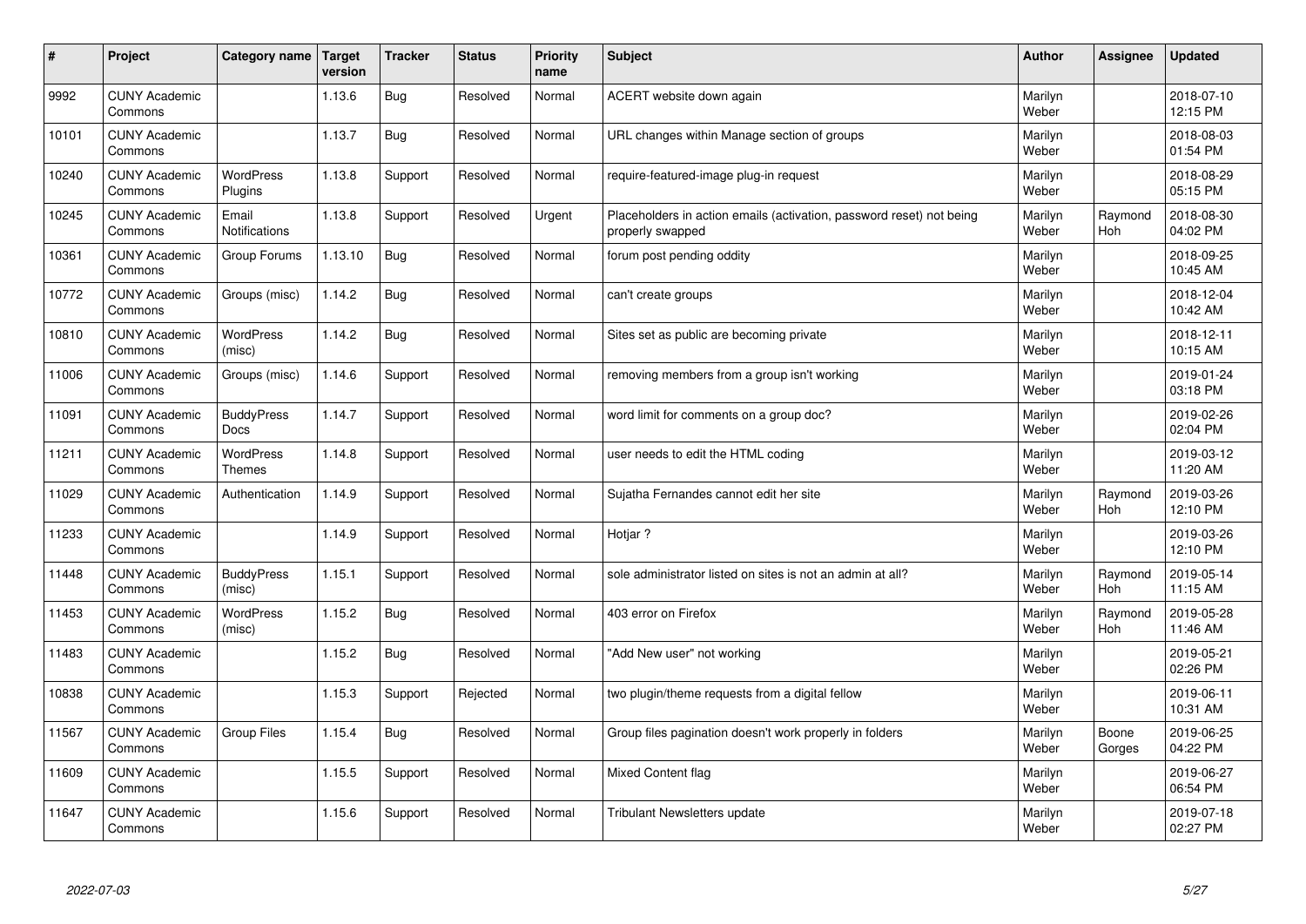| # | Project | Category name | Target version | Tracker | Status | Priority name | Subject | Author | Assignee | Updated |
|---|---|---|---|---|---|---|---|---|---|---|
| 9992 | CUNY Academic Commons | | 1.13.6 | Bug | Resolved | Normal | ACERT website down again | Marilyn Weber | | 2018-07-10 12:15 PM |
| 10101 | CUNY Academic Commons | | 1.13.7 | Bug | Resolved | Normal | URL changes within Manage section of groups | Marilyn Weber | | 2018-08-03 01:54 PM |
| 10240 | CUNY Academic Commons | WordPress Plugins | 1.13.8 | Support | Resolved | Normal | require-featured-image plug-in request | Marilyn Weber | | 2018-08-29 05:15 PM |
| 10245 | CUNY Academic Commons | Email Notifications | 1.13.8 | Support | Resolved | Urgent | Placeholders in action emails (activation, password reset) not being properly swapped | Marilyn Weber | Raymond Hoh | 2018-08-30 04:02 PM |
| 10361 | CUNY Academic Commons | Group Forums | 1.13.10 | Bug | Resolved | Normal | forum post pending oddity | Marilyn Weber | | 2018-09-25 10:45 AM |
| 10772 | CUNY Academic Commons | Groups (misc) | 1.14.2 | Bug | Resolved | Normal | can't create groups | Marilyn Weber | | 2018-12-04 10:42 AM |
| 10810 | CUNY Academic Commons | WordPress (misc) | 1.14.2 | Bug | Resolved | Normal | Sites set as public are becoming private | Marilyn Weber | | 2018-12-11 10:15 AM |
| 11006 | CUNY Academic Commons | Groups (misc) | 1.14.6 | Support | Resolved | Normal | removing members from a group isn't working | Marilyn Weber | | 2019-01-24 03:18 PM |
| 11091 | CUNY Academic Commons | BuddyPress Docs | 1.14.7 | Support | Resolved | Normal | word limit for comments on a group doc? | Marilyn Weber | | 2019-02-26 02:04 PM |
| 11211 | CUNY Academic Commons | WordPress Themes | 1.14.8 | Support | Resolved | Normal | user needs to edit the HTML coding | Marilyn Weber | | 2019-03-12 11:20 AM |
| 11029 | CUNY Academic Commons | Authentication | 1.14.9 | Support | Resolved | Normal | Sujatha Fernandes cannot edit her site | Marilyn Weber | Raymond Hoh | 2019-03-26 12:10 PM |
| 11233 | CUNY Academic Commons | | 1.14.9 | Support | Resolved | Normal | Hotjar ? | Marilyn Weber | | 2019-03-26 12:10 PM |
| 11448 | CUNY Academic Commons | BuddyPress (misc) | 1.15.1 | Support | Resolved | Normal | sole administrator listed on sites is not an admin at all? | Marilyn Weber | Raymond Hoh | 2019-05-14 11:15 AM |
| 11453 | CUNY Academic Commons | WordPress (misc) | 1.15.2 | Bug | Resolved | Normal | 403 error on Firefox | Marilyn Weber | Raymond Hoh | 2019-05-28 11:46 AM |
| 11483 | CUNY Academic Commons | | 1.15.2 | Bug | Resolved | Normal | "Add New user" not working | Marilyn Weber | | 2019-05-21 02:26 PM |
| 10838 | CUNY Academic Commons | | 1.15.3 | Support | Rejected | Normal | two plugin/theme requests from a digital fellow | Marilyn Weber | | 2019-06-11 10:31 AM |
| 11567 | CUNY Academic Commons | Group Files | 1.15.4 | Bug | Resolved | Normal | Group files pagination doesn't work properly in folders | Marilyn Weber | Boone Gorges | 2019-06-25 04:22 PM |
| 11609 | CUNY Academic Commons | | 1.15.5 | Support | Resolved | Normal | Mixed Content flag | Marilyn Weber | | 2019-06-27 06:54 PM |
| 11647 | CUNY Academic Commons | | 1.15.6 | Support | Resolved | Normal | Tribulant Newsletters update | Marilyn Weber | | 2019-07-18 02:27 PM |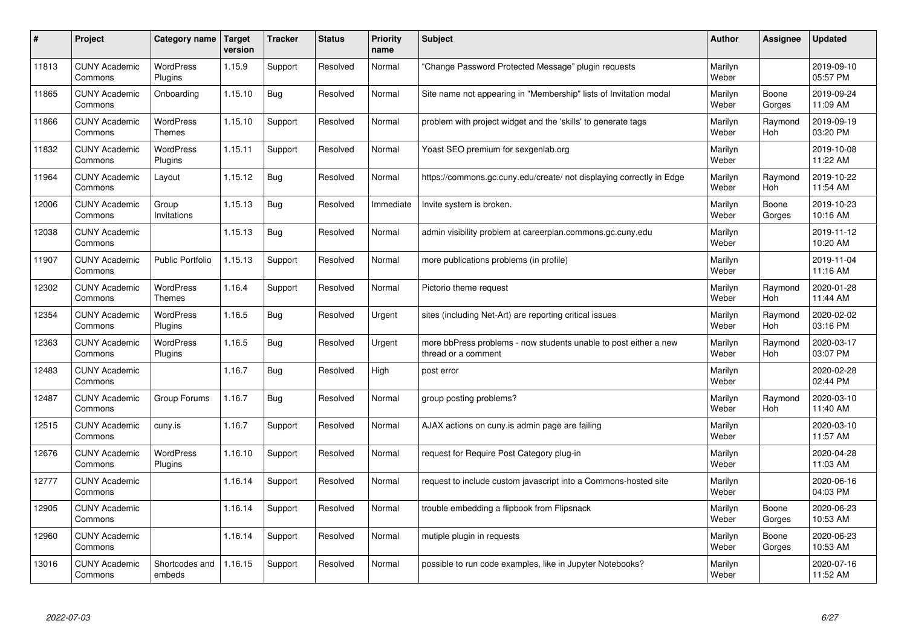| # | Project | Category name | Target version | Tracker | Status | Priority name | Subject | Author | Assignee | Updated |
|---|---|---|---|---|---|---|---|---|---|---|
| 11813 | CUNY Academic Commons | WordPress Plugins | 1.15.9 | Support | Resolved | Normal | "Change Password Protected Message" plugin requests | Marilyn Weber | | 2019-09-10 05:57 PM |
| 11865 | CUNY Academic Commons | Onboarding | 1.15.10 | Bug | Resolved | Normal | Site name not appearing in "Membership" lists of Invitation modal | Marilyn Weber | Boone Gorges | 2019-09-24 11:09 AM |
| 11866 | CUNY Academic Commons | WordPress Themes | 1.15.10 | Support | Resolved | Normal | problem with project widget and the 'skills' to generate tags | Marilyn Weber | Raymond Hoh | 2019-09-19 03:20 PM |
| 11832 | CUNY Academic Commons | WordPress Plugins | 1.15.11 | Support | Resolved | Normal | Yoast SEO premium for sexgenlab.org | Marilyn Weber | | 2019-10-08 11:22 AM |
| 11964 | CUNY Academic Commons | Layout | 1.15.12 | Bug | Resolved | Normal | https://commons.gc.cuny.edu/create/ not displaying correctly in Edge | Marilyn Weber | Raymond Hoh | 2019-10-22 11:54 AM |
| 12006 | CUNY Academic Commons | Group Invitations | 1.15.13 | Bug | Resolved | Immediate | Invite system is broken. | Marilyn Weber | Boone Gorges | 2019-10-23 10:16 AM |
| 12038 | CUNY Academic Commons | | 1.15.13 | Bug | Resolved | Normal | admin visibility problem at careerplan.commons.gc.cuny.edu | Marilyn Weber | | 2019-11-12 10:20 AM |
| 11907 | CUNY Academic Commons | Public Portfolio | 1.15.13 | Support | Resolved | Normal | more publications problems (in profile) | Marilyn Weber | | 2019-11-04 11:16 AM |
| 12302 | CUNY Academic Commons | WordPress Themes | 1.16.4 | Support | Resolved | Normal | Pictorio theme request | Marilyn Weber | Raymond Hoh | 2020-01-28 11:44 AM |
| 12354 | CUNY Academic Commons | WordPress Plugins | 1.16.5 | Bug | Resolved | Urgent | sites (including Net-Art) are reporting critical issues | Marilyn Weber | Raymond Hoh | 2020-02-02 03:16 PM |
| 12363 | CUNY Academic Commons | WordPress Plugins | 1.16.5 | Bug | Resolved | Urgent | more bbPress problems - now students unable to post either a new thread or a comment | Marilyn Weber | Raymond Hoh | 2020-03-17 03:07 PM |
| 12483 | CUNY Academic Commons | | 1.16.7 | Bug | Resolved | High | post error | Marilyn Weber | | 2020-02-28 02:44 PM |
| 12487 | CUNY Academic Commons | Group Forums | 1.16.7 | Bug | Resolved | Normal | group posting problems? | Marilyn Weber | Raymond Hoh | 2020-03-10 11:40 AM |
| 12515 | CUNY Academic Commons | cuny.is | 1.16.7 | Support | Resolved | Normal | AJAX actions on cuny.is admin page are failing | Marilyn Weber | | 2020-03-10 11:57 AM |
| 12676 | CUNY Academic Commons | WordPress Plugins | 1.16.10 | Support | Resolved | Normal | request for Require Post Category plug-in | Marilyn Weber | | 2020-04-28 11:03 AM |
| 12777 | CUNY Academic Commons | | 1.16.14 | Support | Resolved | Normal | request to include custom javascript into a Commons-hosted site | Marilyn Weber | | 2020-06-16 04:03 PM |
| 12905 | CUNY Academic Commons | | 1.16.14 | Support | Resolved | Normal | trouble embedding a flipbook from Flipsnack | Marilyn Weber | Boone Gorges | 2020-06-23 10:53 AM |
| 12960 | CUNY Academic Commons | | 1.16.14 | Support | Resolved | Normal | mutiple plugin in requests | Marilyn Weber | Boone Gorges | 2020-06-23 10:53 AM |
| 13016 | CUNY Academic Commons | Shortcodes and embeds | 1.16.15 | Support | Resolved | Normal | possible to run code examples, like in Jupyter Notebooks? | Marilyn Weber | | 2020-07-16 11:52 AM |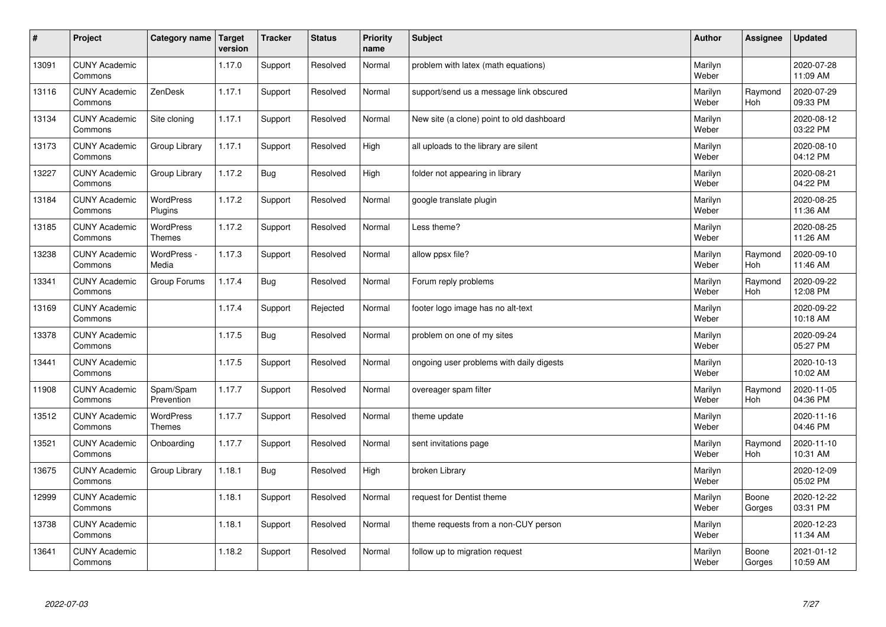| # | Project | Category name | Target version | Tracker | Status | Priority name | Subject | Author | Assignee | Updated |
|---|---|---|---|---|---|---|---|---|---|---|
| 13091 | CUNY Academic Commons | | 1.17.0 | Support | Resolved | Normal | problem with latex (math equations) | Marilyn Weber | | 2020-07-28 11:09 AM |
| 13116 | CUNY Academic Commons | ZenDesk | 1.17.1 | Support | Resolved | Normal | support/send us a message link obscured | Marilyn Weber | Raymond Hoh | 2020-07-29 09:33 PM |
| 13134 | CUNY Academic Commons | Site cloning | 1.17.1 | Support | Resolved | Normal | New site (a clone) point to old dashboard | Marilyn Weber | | 2020-08-12 03:22 PM |
| 13173 | CUNY Academic Commons | Group Library | 1.17.1 | Support | Resolved | High | all uploads to the library are silent | Marilyn Weber | | 2020-08-10 04:12 PM |
| 13227 | CUNY Academic Commons | Group Library | 1.17.2 | Bug | Resolved | High | folder not appearing in library | Marilyn Weber | | 2020-08-21 04:22 PM |
| 13184 | CUNY Academic Commons | WordPress Plugins | 1.17.2 | Support | Resolved | Normal | google translate plugin | Marilyn Weber | | 2020-08-25 11:36 AM |
| 13185 | CUNY Academic Commons | WordPress Themes | 1.17.2 | Support | Resolved | Normal | Less theme? | Marilyn Weber | | 2020-08-25 11:26 AM |
| 13238 | CUNY Academic Commons | WordPress - Media | 1.17.3 | Support | Resolved | Normal | allow ppsx file? | Marilyn Weber | Raymond Hoh | 2020-09-10 11:46 AM |
| 13341 | CUNY Academic Commons | Group Forums | 1.17.4 | Bug | Resolved | Normal | Forum reply problems | Marilyn Weber | Raymond Hoh | 2020-09-22 12:08 PM |
| 13169 | CUNY Academic Commons | | 1.17.4 | Support | Rejected | Normal | footer logo image has no alt-text | Marilyn Weber | | 2020-09-22 10:18 AM |
| 13378 | CUNY Academic Commons | | 1.17.5 | Bug | Resolved | Normal | problem on one of my sites | Marilyn Weber | | 2020-09-24 05:27 PM |
| 13441 | CUNY Academic Commons | | 1.17.5 | Support | Resolved | Normal | ongoing user problems with daily digests | Marilyn Weber | | 2020-10-13 10:02 AM |
| 11908 | CUNY Academic Commons | Spam/Spam Prevention | 1.17.7 | Support | Resolved | Normal | overeager spam filter | Marilyn Weber | Raymond Hoh | 2020-11-05 04:36 PM |
| 13512 | CUNY Academic Commons | WordPress Themes | 1.17.7 | Support | Resolved | Normal | theme update | Marilyn Weber | | 2020-11-16 04:46 PM |
| 13521 | CUNY Academic Commons | Onboarding | 1.17.7 | Support | Resolved | Normal | sent invitations page | Marilyn Weber | Raymond Hoh | 2020-11-10 10:31 AM |
| 13675 | CUNY Academic Commons | Group Library | 1.18.1 | Bug | Resolved | High | broken Library | Marilyn Weber | | 2020-12-09 05:02 PM |
| 12999 | CUNY Academic Commons | | 1.18.1 | Support | Resolved | Normal | request for Dentist theme | Marilyn Weber | Boone Gorges | 2020-12-22 03:31 PM |
| 13738 | CUNY Academic Commons | | 1.18.1 | Support | Resolved | Normal | theme requests from a non-CUY person | Marilyn Weber | | 2020-12-23 11:34 AM |
| 13641 | CUNY Academic Commons | | 1.18.2 | Support | Resolved | Normal | follow up to migration request | Marilyn Weber | Boone Gorges | 2021-01-12 10:59 AM |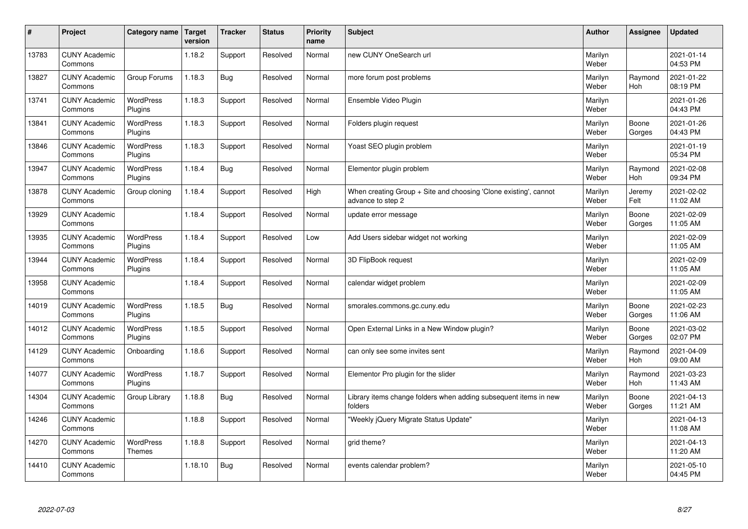| # | Project | Category name | Target version | Tracker | Status | Priority name | Subject | Author | Assignee | Updated |
|---|---|---|---|---|---|---|---|---|---|---|
| 13783 | CUNY Academic Commons | | 1.18.2 | Support | Resolved | Normal | new CUNY OneSearch url | Marilyn Weber | | 2021-01-14 04:53 PM |
| 13827 | CUNY Academic Commons | Group Forums | 1.18.3 | Bug | Resolved | Normal | more forum post problems | Marilyn Weber | Raymond Hoh | 2021-01-22 08:19 PM |
| 13741 | CUNY Academic Commons | WordPress Plugins | 1.18.3 | Support | Resolved | Normal | Ensemble Video Plugin | Marilyn Weber | | 2021-01-26 04:43 PM |
| 13841 | CUNY Academic Commons | WordPress Plugins | 1.18.3 | Support | Resolved | Normal | Folders plugin request | Marilyn Weber | Boone Gorges | 2021-01-26 04:43 PM |
| 13846 | CUNY Academic Commons | WordPress Plugins | 1.18.3 | Support | Resolved | Normal | Yoast SEO plugin problem | Marilyn Weber | | 2021-01-19 05:34 PM |
| 13947 | CUNY Academic Commons | WordPress Plugins | 1.18.4 | Bug | Resolved | Normal | Elementor plugin problem | Marilyn Weber | Raymond Hoh | 2021-02-08 09:34 PM |
| 13878 | CUNY Academic Commons | Group cloning | 1.18.4 | Support | Resolved | High | When creating Group + Site and choosing 'Clone existing', cannot advance to step 2 | Marilyn Weber | Jeremy Felt | 2021-02-02 11:02 AM |
| 13929 | CUNY Academic Commons | | 1.18.4 | Support | Resolved | Normal | update error message | Marilyn Weber | Boone Gorges | 2021-02-09 11:05 AM |
| 13935 | CUNY Academic Commons | WordPress Plugins | 1.18.4 | Support | Resolved | Low | Add Users sidebar widget not working | Marilyn Weber | | 2021-02-09 11:05 AM |
| 13944 | CUNY Academic Commons | WordPress Plugins | 1.18.4 | Support | Resolved | Normal | 3D FlipBook request | Marilyn Weber | | 2021-02-09 11:05 AM |
| 13958 | CUNY Academic Commons | | 1.18.4 | Support | Resolved | Normal | calendar widget problem | Marilyn Weber | | 2021-02-09 11:05 AM |
| 14019 | CUNY Academic Commons | WordPress Plugins | 1.18.5 | Bug | Resolved | Normal | smorales.commons.gc.cuny.edu | Marilyn Weber | Boone Gorges | 2021-02-23 11:06 AM |
| 14012 | CUNY Academic Commons | WordPress Plugins | 1.18.5 | Support | Resolved | Normal | Open External Links in a New Window plugin? | Marilyn Weber | Boone Gorges | 2021-03-02 02:07 PM |
| 14129 | CUNY Academic Commons | Onboarding | 1.18.6 | Support | Resolved | Normal | can only see some invites sent | Marilyn Weber | Raymond Hoh | 2021-04-09 09:00 AM |
| 14077 | CUNY Academic Commons | WordPress Plugins | 1.18.7 | Support | Resolved | Normal | Elementor Pro plugin for the slider | Marilyn Weber | Raymond Hoh | 2021-03-23 11:43 AM |
| 14304 | CUNY Academic Commons | Group Library | 1.18.8 | Bug | Resolved | Normal | Library items change folders when adding subsequent items in new folders | Marilyn Weber | Boone Gorges | 2021-04-13 11:21 AM |
| 14246 | CUNY Academic Commons | | 1.18.8 | Support | Resolved | Normal | "Weekly jQuery Migrate Status Update" | Marilyn Weber | | 2021-04-13 11:08 AM |
| 14270 | CUNY Academic Commons | WordPress Themes | 1.18.8 | Support | Resolved | Normal | grid theme? | Marilyn Weber | | 2021-04-13 11:20 AM |
| 14410 | CUNY Academic Commons | | 1.18.10 | Bug | Resolved | Normal | events calendar problem? | Marilyn Weber | | 2021-05-10 04:45 PM |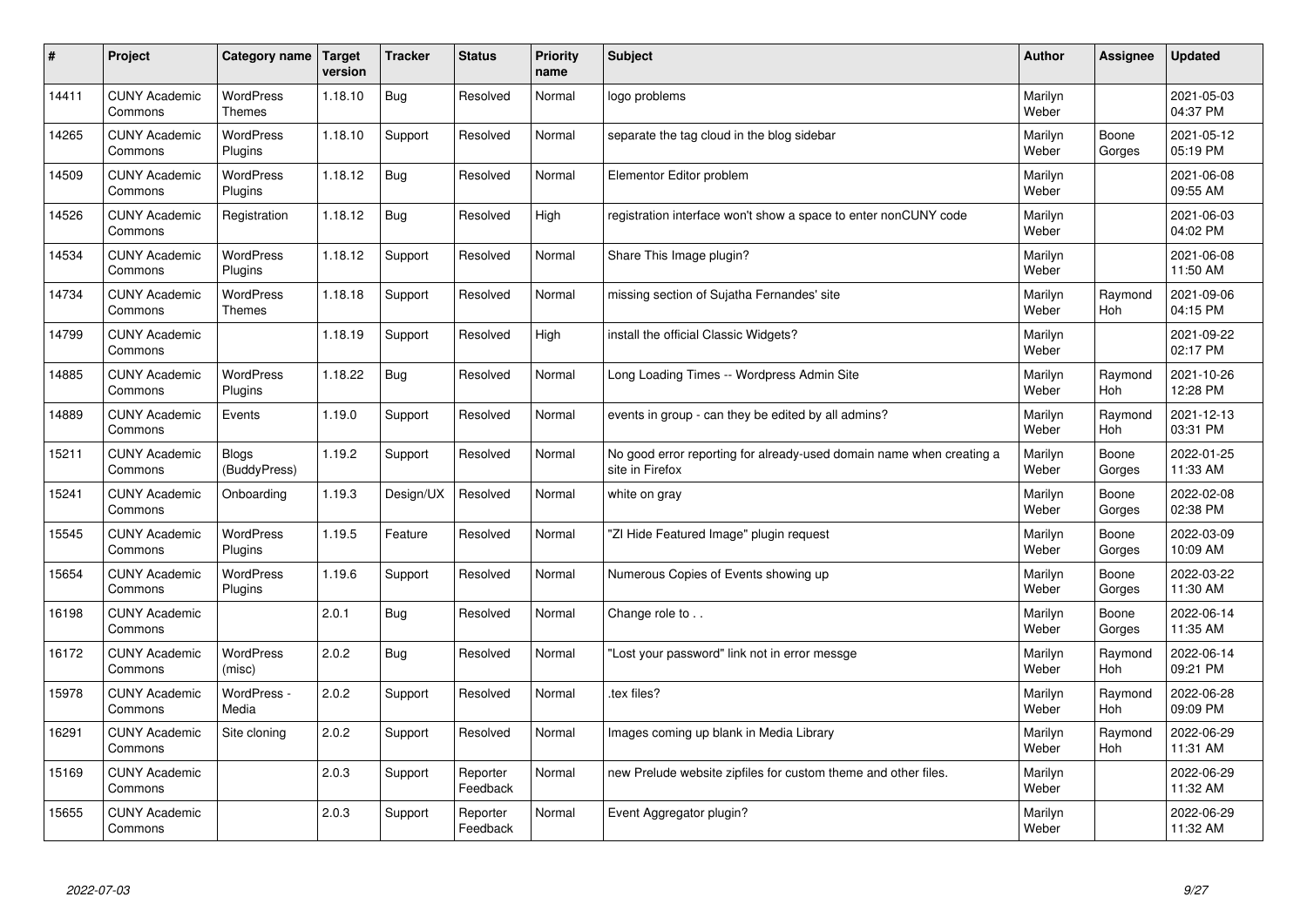| # | Project | Category name | Target version | Tracker | Status | Priority name | Subject | Author | Assignee | Updated |
|---|---|---|---|---|---|---|---|---|---|---|
| 14411 | CUNY Academic Commons | WordPress Themes | 1.18.10 | Bug | Resolved | Normal | logo problems | Marilyn Weber | | 2021-05-03 04:37 PM |
| 14265 | CUNY Academic Commons | WordPress Plugins | 1.18.10 | Support | Resolved | Normal | separate the tag cloud in the blog sidebar | Marilyn Weber | Boone Gorges | 2021-05-12 05:19 PM |
| 14509 | CUNY Academic Commons | WordPress Plugins | 1.18.12 | Bug | Resolved | Normal | Elementor Editor problem | Marilyn Weber | | 2021-06-08 09:55 AM |
| 14526 | CUNY Academic Commons | Registration | 1.18.12 | Bug | Resolved | High | registration interface won't show a space to enter nonCUNY code | Marilyn Weber | | 2021-06-03 04:02 PM |
| 14534 | CUNY Academic Commons | WordPress Plugins | 1.18.12 | Support | Resolved | Normal | Share This Image plugin? | Marilyn Weber | | 2021-06-08 11:50 AM |
| 14734 | CUNY Academic Commons | WordPress Themes | 1.18.18 | Support | Resolved | Normal | missing section of Sujatha Fernandes' site | Marilyn Weber | Raymond Hoh | 2021-09-06 04:15 PM |
| 14799 | CUNY Academic Commons | | 1.18.19 | Support | Resolved | High | install the official Classic Widgets? | Marilyn Weber | | 2021-09-22 02:17 PM |
| 14885 | CUNY Academic Commons | WordPress Plugins | 1.18.22 | Bug | Resolved | Normal | Long Loading Times -- Wordpress Admin Site | Marilyn Weber | Raymond Hoh | 2021-10-26 12:28 PM |
| 14889 | CUNY Academic Commons | Events | 1.19.0 | Support | Resolved | Normal | events in group - can they be edited by all admins? | Marilyn Weber | Raymond Hoh | 2021-12-13 03:31 PM |
| 15211 | CUNY Academic Commons | Blogs (BuddyPress) | 1.19.2 | Support | Resolved | Normal | No good error reporting for already-used domain name when creating a site in Firefox | Marilyn Weber | Boone Gorges | 2022-01-25 11:33 AM |
| 15241 | CUNY Academic Commons | Onboarding | 1.19.3 | Design/UX | Resolved | Normal | white on gray | Marilyn Weber | Boone Gorges | 2022-02-08 02:38 PM |
| 15545 | CUNY Academic Commons | WordPress Plugins | 1.19.5 | Feature | Resolved | Normal | "ZI Hide Featured Image" plugin request | Marilyn Weber | Boone Gorges | 2022-03-09 10:09 AM |
| 15654 | CUNY Academic Commons | WordPress Plugins | 1.19.6 | Support | Resolved | Normal | Numerous Copies of Events showing up | Marilyn Weber | Boone Gorges | 2022-03-22 11:30 AM |
| 16198 | CUNY Academic Commons | | 2.0.1 | Bug | Resolved | Normal | Change role to . . | Marilyn Weber | Boone Gorges | 2022-06-14 11:35 AM |
| 16172 | CUNY Academic Commons | WordPress (misc) | 2.0.2 | Bug | Resolved | Normal | "Lost your password" link not in error messge | Marilyn Weber | Raymond Hoh | 2022-06-14 09:21 PM |
| 15978 | CUNY Academic Commons | WordPress - Media | 2.0.2 | Support | Resolved | Normal | .tex files? | Marilyn Weber | Raymond Hoh | 2022-06-28 09:09 PM |
| 16291 | CUNY Academic Commons | Site cloning | 2.0.2 | Support | Resolved | Normal | Images coming up blank in Media Library | Marilyn Weber | Raymond Hoh | 2022-06-29 11:31 AM |
| 15169 | CUNY Academic Commons | | 2.0.3 | Support | Reporter Feedback | Normal | new Prelude website zipfiles for custom theme and other files. | Marilyn Weber | | 2022-06-29 11:32 AM |
| 15655 | CUNY Academic Commons | | 2.0.3 | Support | Reporter Feedback | Normal | Event Aggregator plugin? | Marilyn Weber | | 2022-06-29 11:32 AM |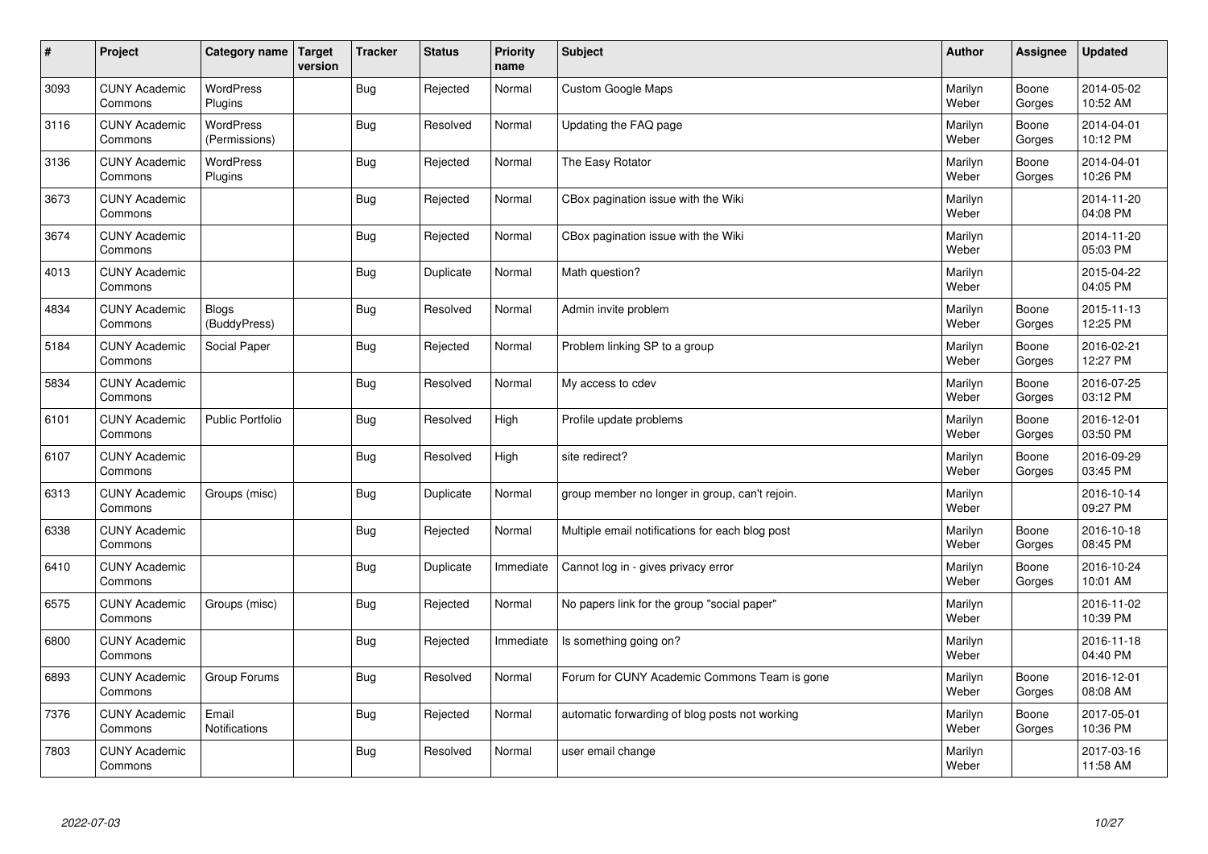| # | Project | Category name | Target version | Tracker | Status | Priority name | Subject | Author | Assignee | Updated |
|---|---|---|---|---|---|---|---|---|---|---|
| 3093 | CUNY Academic Commons | WordPress Plugins | | Bug | Rejected | Normal | Custom Google Maps | Marilyn Weber | Boone Gorges | 2014-05-02 10:52 AM |
| 3116 | CUNY Academic Commons | WordPress (Permissions) | | Bug | Resolved | Normal | Updating the FAQ page | Marilyn Weber | Boone Gorges | 2014-04-01 10:12 PM |
| 3136 | CUNY Academic Commons | WordPress Plugins | | Bug | Rejected | Normal | The Easy Rotator | Marilyn Weber | Boone Gorges | 2014-04-01 10:26 PM |
| 3673 | CUNY Academic Commons | | | Bug | Rejected | Normal | CBox pagination issue with the Wiki | Marilyn Weber | | 2014-11-20 04:08 PM |
| 3674 | CUNY Academic Commons | | | Bug | Rejected | Normal | CBox pagination issue with the Wiki | Marilyn Weber | | 2014-11-20 05:03 PM |
| 4013 | CUNY Academic Commons | | | Bug | Duplicate | Normal | Math question? | Marilyn Weber | | 2015-04-22 04:05 PM |
| 4834 | CUNY Academic Commons | Blogs (BuddyPress) | | Bug | Resolved | Normal | Admin invite problem | Marilyn Weber | Boone Gorges | 2015-11-13 12:25 PM |
| 5184 | CUNY Academic Commons | Social Paper | | Bug | Rejected | Normal | Problem linking SP to a group | Marilyn Weber | Boone Gorges | 2016-02-21 12:27 PM |
| 5834 | CUNY Academic Commons | | | Bug | Resolved | Normal | My access to cdev | Marilyn Weber | Boone Gorges | 2016-07-25 03:12 PM |
| 6101 | CUNY Academic Commons | Public Portfolio | | Bug | Resolved | High | Profile update problems | Marilyn Weber | Boone Gorges | 2016-12-01 03:50 PM |
| 6107 | CUNY Academic Commons | | | Bug | Resolved | High | site redirect? | Marilyn Weber | Boone Gorges | 2016-09-29 03:45 PM |
| 6313 | CUNY Academic Commons | Groups (misc) | | Bug | Duplicate | Normal | group member no longer in group, can't rejoin. | Marilyn Weber | | 2016-10-14 09:27 PM |
| 6338 | CUNY Academic Commons | | | Bug | Rejected | Normal | Multiple email notifications for each blog post | Marilyn Weber | Boone Gorges | 2016-10-18 08:45 PM |
| 6410 | CUNY Academic Commons | | | Bug | Duplicate | Immediate | Cannot log in - gives privacy error | Marilyn Weber | Boone Gorges | 2016-10-24 10:01 AM |
| 6575 | CUNY Academic Commons | Groups (misc) | | Bug | Rejected | Normal | No papers link for the group "social paper" | Marilyn Weber | | 2016-11-02 10:39 PM |
| 6800 | CUNY Academic Commons | | | Bug | Rejected | Immediate | Is something going on? | Marilyn Weber | | 2016-11-18 04:40 PM |
| 6893 | CUNY Academic Commons | Group Forums | | Bug | Resolved | Normal | Forum for CUNY Academic Commons Team is gone | Marilyn Weber | Boone Gorges | 2016-12-01 08:08 AM |
| 7376 | CUNY Academic Commons | Email Notifications | | Bug | Rejected | Normal | automatic forwarding of blog posts not working | Marilyn Weber | Boone Gorges | 2017-05-01 10:36 PM |
| 7803 | CUNY Academic Commons | | | Bug | Resolved | Normal | user email change | Marilyn Weber | | 2017-03-16 11:58 AM |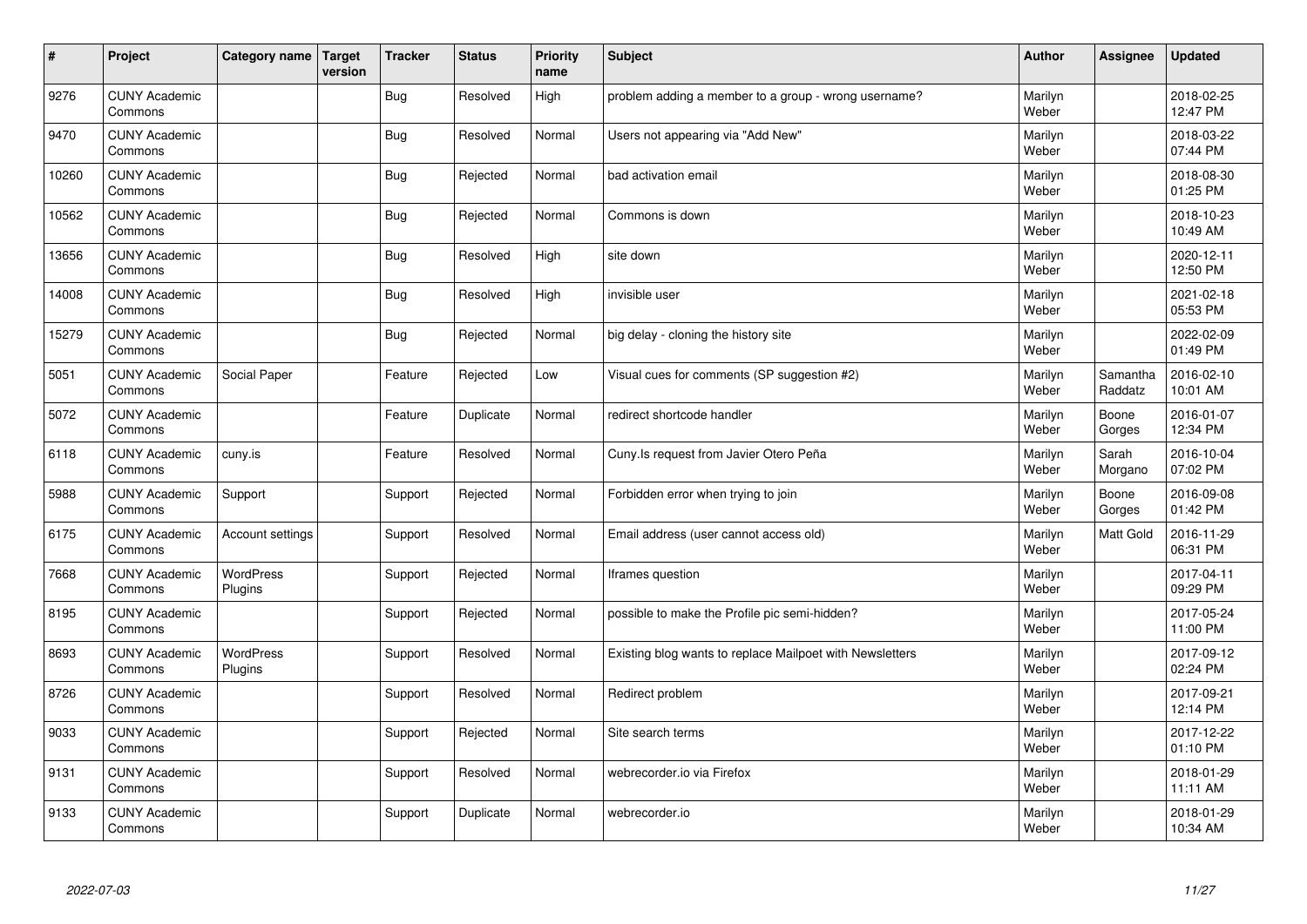| # | Project | Category name | Target version | Tracker | Status | Priority name | Subject | Author | Assignee | Updated |
|---|---|---|---|---|---|---|---|---|---|---|
| 9276 | CUNY Academic Commons | | | Bug | Resolved | High | problem adding a member to a group - wrong username? | Marilyn Weber | | 2018-02-25 12:47 PM |
| 9470 | CUNY Academic Commons | | | Bug | Resolved | Normal | Users not appearing via "Add New" | Marilyn Weber | | 2018-03-22 07:44 PM |
| 10260 | CUNY Academic Commons | | | Bug | Rejected | Normal | bad activation email | Marilyn Weber | | 2018-08-30 01:25 PM |
| 10562 | CUNY Academic Commons | | | Bug | Rejected | Normal | Commons is down | Marilyn Weber | | 2018-10-23 10:49 AM |
| 13656 | CUNY Academic Commons | | | Bug | Resolved | High | site down | Marilyn Weber | | 2020-12-11 12:50 PM |
| 14008 | CUNY Academic Commons | | | Bug | Resolved | High | invisible user | Marilyn Weber | | 2021-02-18 05:53 PM |
| 15279 | CUNY Academic Commons | | | Bug | Rejected | Normal | big delay - cloning the history site | Marilyn Weber | | 2022-02-09 01:49 PM |
| 5051 | CUNY Academic Commons | Social Paper | | Feature | Rejected | Low | Visual cues for comments (SP suggestion #2) | Marilyn Weber | Samantha Raddatz | 2016-02-10 10:01 AM |
| 5072 | CUNY Academic Commons | | | Feature | Duplicate | Normal | redirect shortcode handler | Marilyn Weber | Boone Gorges | 2016-01-07 12:34 PM |
| 6118 | CUNY Academic Commons | cuny.is | | Feature | Resolved | Normal | Cuny.Is request from Javier Otero Peña | Marilyn Weber | Sarah Morgano | 2016-10-04 07:02 PM |
| 5988 | CUNY Academic Commons | Support | | Support | Rejected | Normal | Forbidden error when trying to join | Marilyn Weber | Boone Gorges | 2016-09-08 01:42 PM |
| 6175 | CUNY Academic Commons | Account settings | | Support | Resolved | Normal | Email address (user cannot access old) | Marilyn Weber | Matt Gold | 2016-11-29 06:31 PM |
| 7668 | CUNY Academic Commons | WordPress Plugins | | Support | Rejected | Normal | Iframes question | Marilyn Weber | | 2017-04-11 09:29 PM |
| 8195 | CUNY Academic Commons | | | Support | Rejected | Normal | possible to make the Profile pic semi-hidden? | Marilyn Weber | | 2017-05-24 11:00 PM |
| 8693 | CUNY Academic Commons | WordPress Plugins | | Support | Resolved | Normal | Existing blog wants to replace Mailpoet with Newsletters | Marilyn Weber | | 2017-09-12 02:24 PM |
| 8726 | CUNY Academic Commons | | | Support | Resolved | Normal | Redirect problem | Marilyn Weber | | 2017-09-21 12:14 PM |
| 9033 | CUNY Academic Commons | | | Support | Rejected | Normal | Site search terms | Marilyn Weber | | 2017-12-22 01:10 PM |
| 9131 | CUNY Academic Commons | | | Support | Resolved | Normal | webrecorder.io via Firefox | Marilyn Weber | | 2018-01-29 11:11 AM |
| 9133 | CUNY Academic Commons | | | Support | Duplicate | Normal | webrecorder.io | Marilyn Weber | | 2018-01-29 10:34 AM |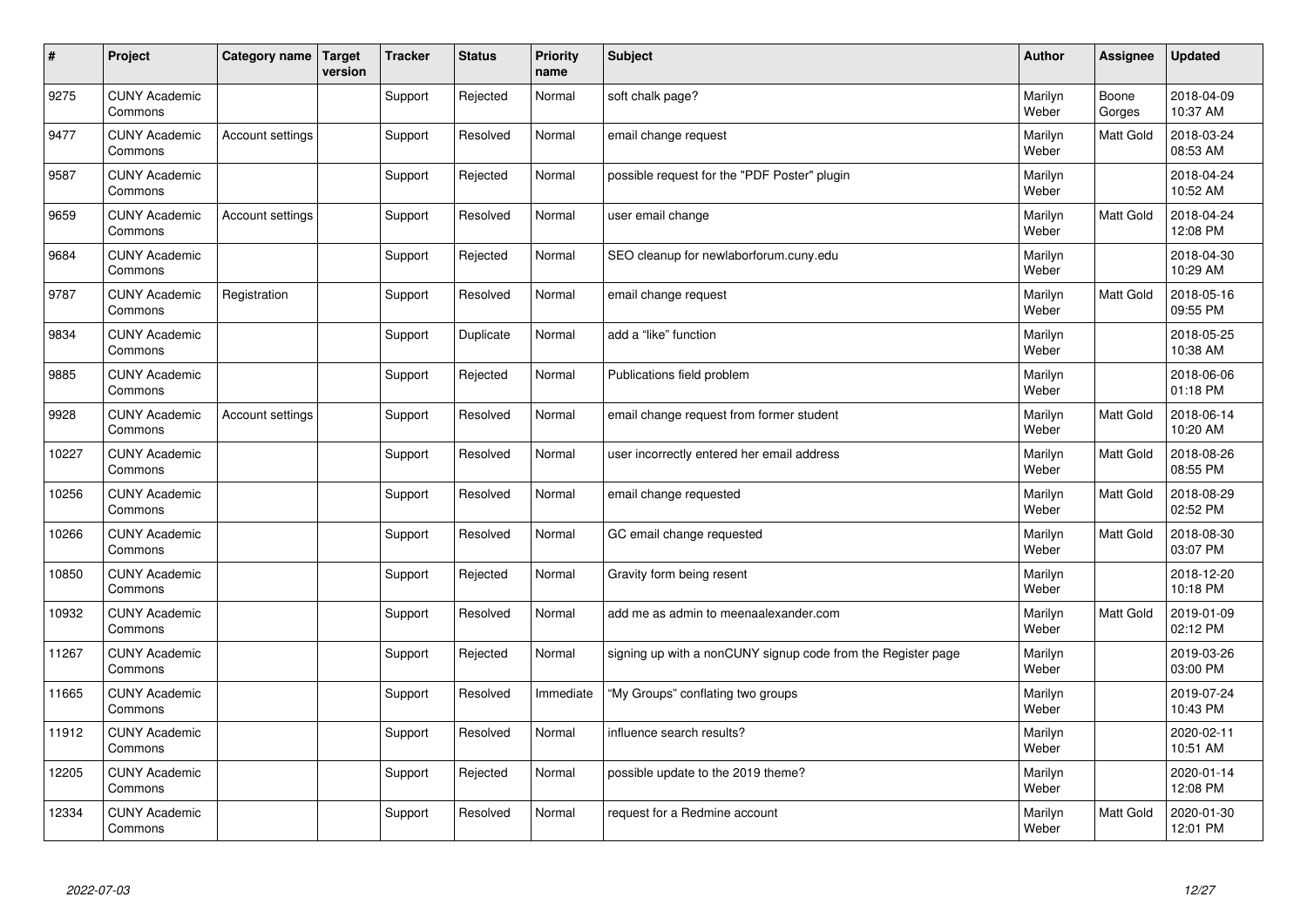| # | Project | Category name | Target version | Tracker | Status | Priority name | Subject | Author | Assignee | Updated |
|---|---|---|---|---|---|---|---|---|---|---|
| 9275 | CUNY Academic Commons | | | Support | Rejected | Normal | soft chalk page? | Marilyn Weber | Boone Gorges | 2018-04-09 10:37 AM |
| 9477 | CUNY Academic Commons | Account settings | | Support | Resolved | Normal | email change request | Marilyn Weber | Matt Gold | 2018-03-24 08:53 AM |
| 9587 | CUNY Academic Commons | | | Support | Rejected | Normal | possible request for the "PDF Poster" plugin | Marilyn Weber | | 2018-04-24 10:52 AM |
| 9659 | CUNY Academic Commons | Account settings | | Support | Resolved | Normal | user email change | Marilyn Weber | Matt Gold | 2018-04-24 12:08 PM |
| 9684 | CUNY Academic Commons | | | Support | Rejected | Normal | SEO cleanup for newlaborforum.cuny.edu | Marilyn Weber | | 2018-04-30 10:29 AM |
| 9787 | CUNY Academic Commons | Registration | | Support | Resolved | Normal | email change request | Marilyn Weber | Matt Gold | 2018-05-16 09:55 PM |
| 9834 | CUNY Academic Commons | | | Support | Duplicate | Normal | add a “like” function | Marilyn Weber | | 2018-05-25 10:38 AM |
| 9885 | CUNY Academic Commons | | | Support | Rejected | Normal | Publications field problem | Marilyn Weber | | 2018-06-06 01:18 PM |
| 9928 | CUNY Academic Commons | Account settings | | Support | Resolved | Normal | email change request from former student | Marilyn Weber | Matt Gold | 2018-06-14 10:20 AM |
| 10227 | CUNY Academic Commons | | | Support | Resolved | Normal | user incorrectly entered her email address | Marilyn Weber | Matt Gold | 2018-08-26 08:55 PM |
| 10256 | CUNY Academic Commons | | | Support | Resolved | Normal | email change requested | Marilyn Weber | Matt Gold | 2018-08-29 02:52 PM |
| 10266 | CUNY Academic Commons | | | Support | Resolved | Normal | GC email change requested | Marilyn Weber | Matt Gold | 2018-08-30 03:07 PM |
| 10850 | CUNY Academic Commons | | | Support | Rejected | Normal | Gravity form being resent | Marilyn Weber | | 2018-12-20 10:18 PM |
| 10932 | CUNY Academic Commons | | | Support | Resolved | Normal | add me as admin to meenaalexander.com | Marilyn Weber | Matt Gold | 2019-01-09 02:12 PM |
| 11267 | CUNY Academic Commons | | | Support | Rejected | Normal | signing up with a nonCUNY signup code from the Register page | Marilyn Weber | | 2019-03-26 03:00 PM |
| 11665 | CUNY Academic Commons | | | Support | Resolved | Immediate | “My Groups” conflating two groups | Marilyn Weber | | 2019-07-24 10:43 PM |
| 11912 | CUNY Academic Commons | | | Support | Resolved | Normal | influence search results? | Marilyn Weber | | 2020-02-11 10:51 AM |
| 12205 | CUNY Academic Commons | | | Support | Rejected | Normal | possible update to the 2019 theme? | Marilyn Weber | | 2020-01-14 12:08 PM |
| 12334 | CUNY Academic Commons | | | Support | Resolved | Normal | request for a Redmine account | Marilyn Weber | Matt Gold | 2020-01-30 12:01 PM |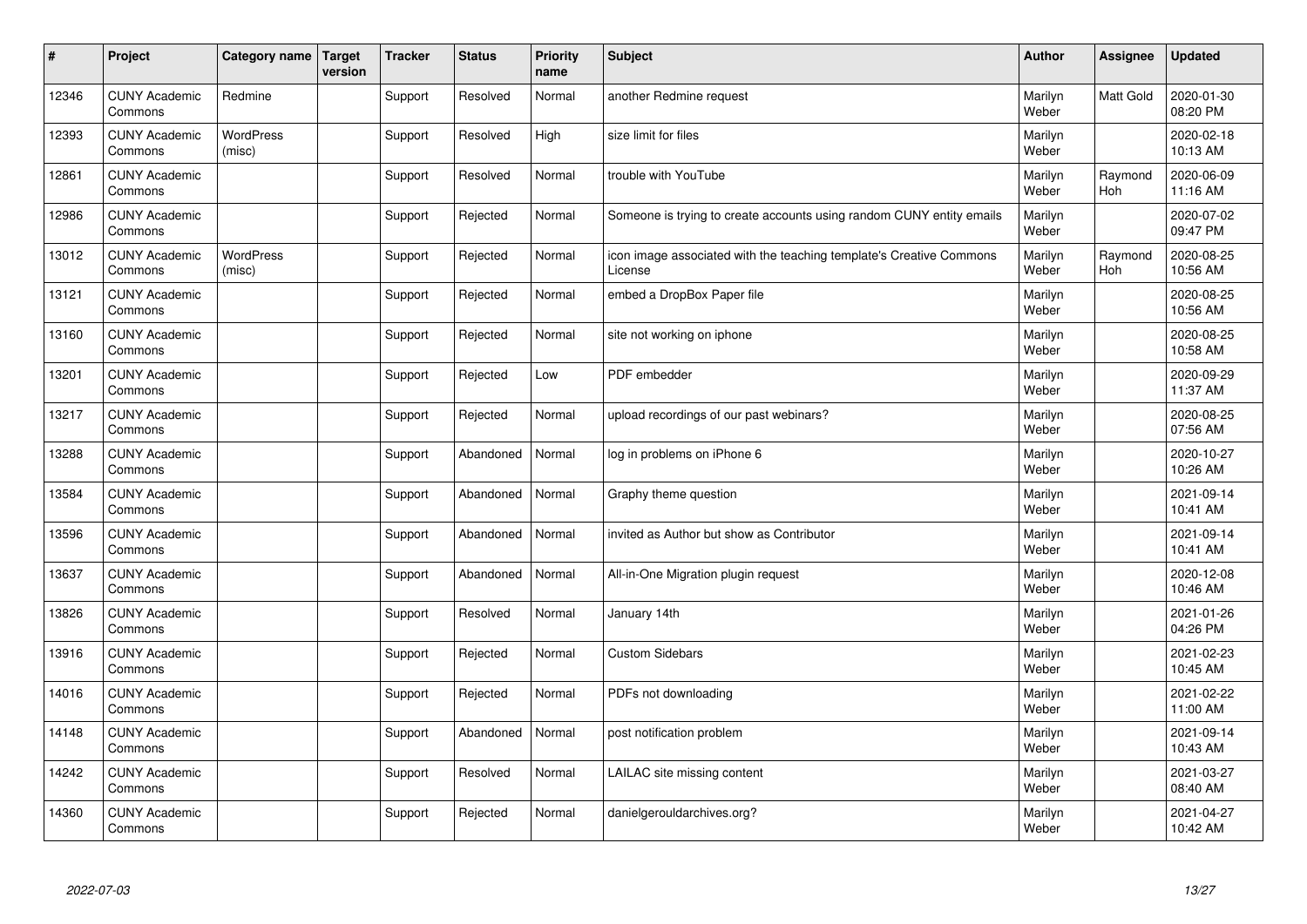| # | Project | Category name | Target version | Tracker | Status | Priority name | Subject | Author | Assignee | Updated |
|---|---|---|---|---|---|---|---|---|---|---|
| 12346 | CUNY Academic Commons | Redmine | | Support | Resolved | Normal | another Redmine request | Marilyn Weber | Matt Gold | 2020-01-30 08:20 PM |
| 12393 | CUNY Academic Commons | WordPress (misc) | | Support | Resolved | High | size limit for files | Marilyn Weber | | 2020-02-18 10:13 AM |
| 12861 | CUNY Academic Commons | | | Support | Resolved | Normal | trouble with YouTube | Marilyn Weber | Raymond Hoh | 2020-06-09 11:16 AM |
| 12986 | CUNY Academic Commons | | | Support | Rejected | Normal | Someone is trying to create accounts using random CUNY entity emails | Marilyn Weber | | 2020-07-02 09:47 PM |
| 13012 | CUNY Academic Commons | WordPress (misc) | | Support | Rejected | Normal | icon image associated with the teaching template's Creative Commons License | Marilyn Weber | Raymond Hoh | 2020-08-25 10:56 AM |
| 13121 | CUNY Academic Commons | | | Support | Rejected | Normal | embed a DropBox Paper file | Marilyn Weber | | 2020-08-25 10:56 AM |
| 13160 | CUNY Academic Commons | | | Support | Rejected | Normal | site not working on iphone | Marilyn Weber | | 2020-08-25 10:58 AM |
| 13201 | CUNY Academic Commons | | | Support | Rejected | Low | PDF embedder | Marilyn Weber | | 2020-09-29 11:37 AM |
| 13217 | CUNY Academic Commons | | | Support | Rejected | Normal | upload recordings of our past webinars? | Marilyn Weber | | 2020-08-25 07:56 AM |
| 13288 | CUNY Academic Commons | | | Support | Abandoned | Normal | log in problems on iPhone 6 | Marilyn Weber | | 2020-10-27 10:26 AM |
| 13584 | CUNY Academic Commons | | | Support | Abandoned | Normal | Graphy theme question | Marilyn Weber | | 2021-09-14 10:41 AM |
| 13596 | CUNY Academic Commons | | | Support | Abandoned | Normal | invited as Author but show as Contributor | Marilyn Weber | | 2021-09-14 10:41 AM |
| 13637 | CUNY Academic Commons | | | Support | Abandoned | Normal | All-in-One Migration plugin request | Marilyn Weber | | 2020-12-08 10:46 AM |
| 13826 | CUNY Academic Commons | | | Support | Resolved | Normal | January 14th | Marilyn Weber | | 2021-01-26 04:26 PM |
| 13916 | CUNY Academic Commons | | | Support | Rejected | Normal | Custom Sidebars | Marilyn Weber | | 2021-02-23 10:45 AM |
| 14016 | CUNY Academic Commons | | | Support | Rejected | Normal | PDFs not downloading | Marilyn Weber | | 2021-02-22 11:00 AM |
| 14148 | CUNY Academic Commons | | | Support | Abandoned | Normal | post notification problem | Marilyn Weber | | 2021-09-14 10:43 AM |
| 14242 | CUNY Academic Commons | | | Support | Resolved | Normal | LAILAC site missing content | Marilyn Weber | | 2021-03-27 08:40 AM |
| 14360 | CUNY Academic Commons | | | Support | Rejected | Normal | danielgerouldarchives.org? | Marilyn Weber | | 2021-04-27 10:42 AM |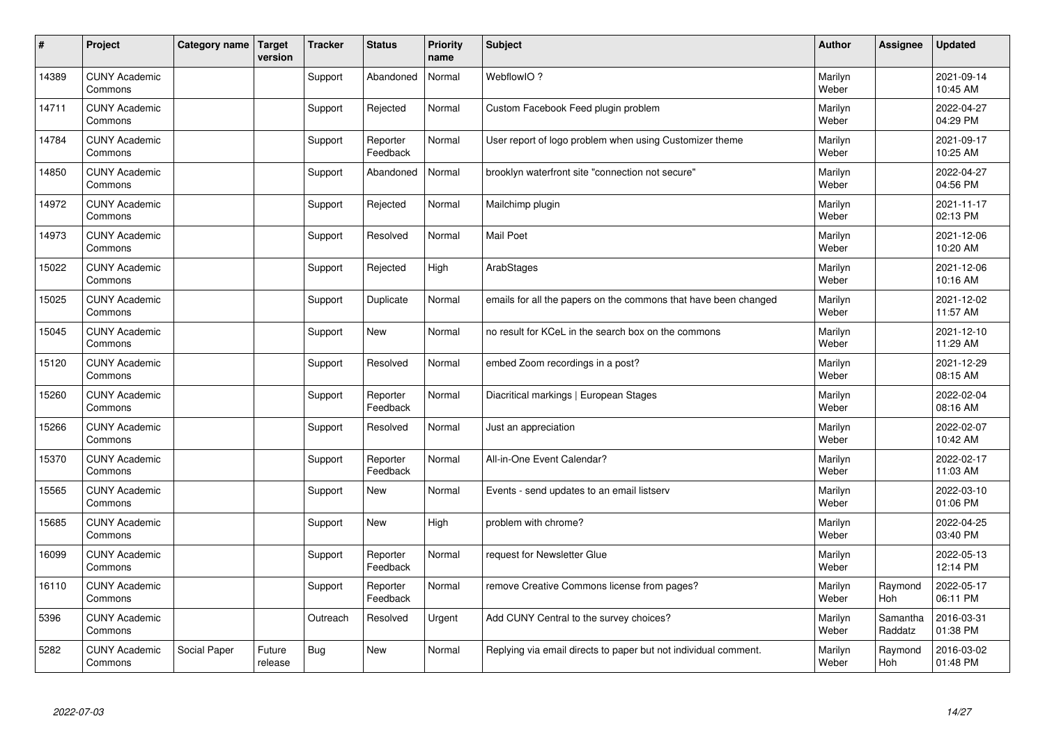| # | Project | Category name | Target version | Tracker | Status | Priority name | Subject | Author | Assignee | Updated |
|---|---|---|---|---|---|---|---|---|---|---|
| 14389 | CUNY Academic Commons | | | Support | Abandoned | Normal | WebflowIO ? | Marilyn Weber | | 2021-09-14 10:45 AM |
| 14711 | CUNY Academic Commons | | | Support | Rejected | Normal | Custom Facebook Feed plugin problem | Marilyn Weber | | 2022-04-27 04:29 PM |
| 14784 | CUNY Academic Commons | | | Support | Reporter Feedback | Normal | User report of logo problem when using Customizer theme | Marilyn Weber | | 2021-09-17 10:25 AM |
| 14850 | CUNY Academic Commons | | | Support | Abandoned | Normal | brooklyn waterfront site "connection not secure" | Marilyn Weber | | 2022-04-27 04:56 PM |
| 14972 | CUNY Academic Commons | | | Support | Rejected | Normal | Mailchimp plugin | Marilyn Weber | | 2021-11-17 02:13 PM |
| 14973 | CUNY Academic Commons | | | Support | Resolved | Normal | Mail Poet | Marilyn Weber | | 2021-12-06 10:20 AM |
| 15022 | CUNY Academic Commons | | | Support | Rejected | High | ArabStages | Marilyn Weber | | 2021-12-06 10:16 AM |
| 15025 | CUNY Academic Commons | | | Support | Duplicate | Normal | emails for all the papers on the commons that have been changed | Marilyn Weber | | 2021-12-02 11:57 AM |
| 15045 | CUNY Academic Commons | | | Support | New | Normal | no result for KCeL in the search box on the commons | Marilyn Weber | | 2021-12-10 11:29 AM |
| 15120 | CUNY Academic Commons | | | Support | Resolved | Normal | embed Zoom recordings in a post? | Marilyn Weber | | 2021-12-29 08:15 AM |
| 15260 | CUNY Academic Commons | | | Support | Reporter Feedback | Normal | Diacritical markings \| European Stages | Marilyn Weber | | 2022-02-04 08:16 AM |
| 15266 | CUNY Academic Commons | | | Support | Resolved | Normal | Just an appreciation | Marilyn Weber | | 2022-02-07 10:42 AM |
| 15370 | CUNY Academic Commons | | | Support | Reporter Feedback | Normal | All-in-One Event Calendar? | Marilyn Weber | | 2022-02-17 11:03 AM |
| 15565 | CUNY Academic Commons | | | Support | New | Normal | Events - send updates to an email listserv | Marilyn Weber | | 2022-03-10 01:06 PM |
| 15685 | CUNY Academic Commons | | | Support | New | High | problem with chrome? | Marilyn Weber | | 2022-04-25 03:40 PM |
| 16099 | CUNY Academic Commons | | | Support | Reporter Feedback | Normal | request for Newsletter Glue | Marilyn Weber | | 2022-05-13 12:14 PM |
| 16110 | CUNY Academic Commons | | | Support | Reporter Feedback | Normal | remove Creative Commons license from pages? | Marilyn Weber | Raymond Hoh | 2022-05-17 06:11 PM |
| 5396 | CUNY Academic Commons | | | Outreach | Resolved | Urgent | Add CUNY Central to the survey choices? | Marilyn Weber | Samantha Raddatz | 2016-03-31 01:38 PM |
| 5282 | CUNY Academic Commons | Social Paper | Future release | Bug | New | Normal | Replying via email directs to paper but not individual comment. | Marilyn Weber | Raymond Hoh | 2016-03-02 01:48 PM |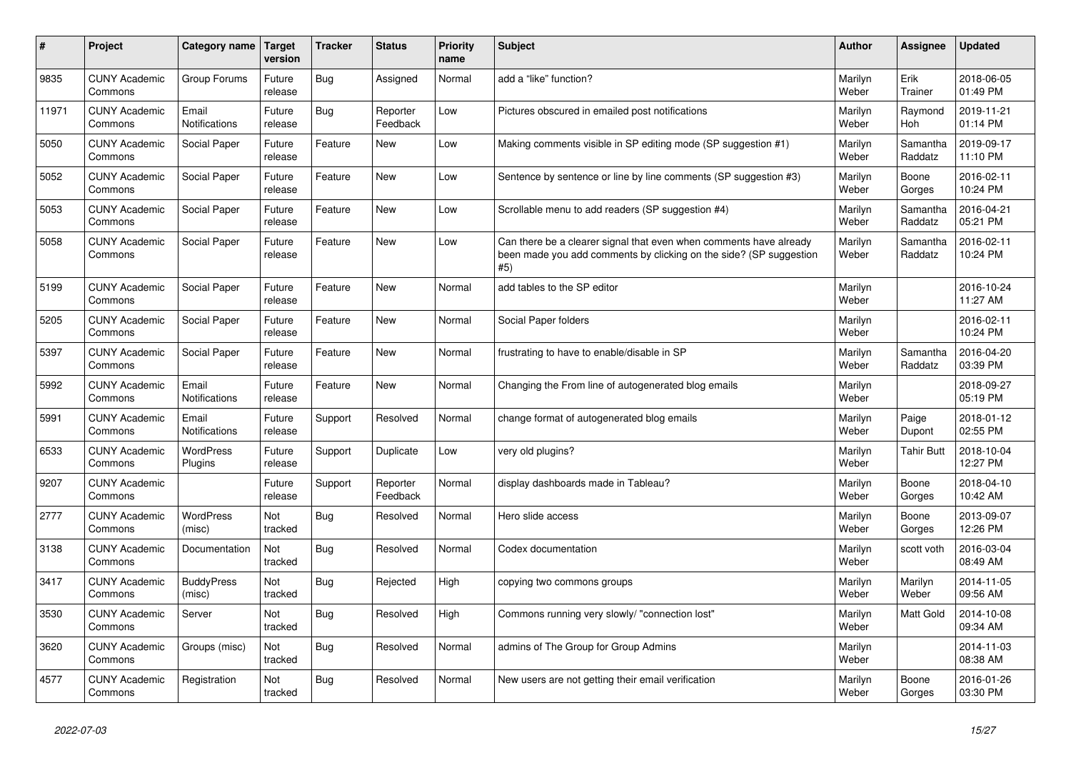| # | Project | Category name | Target version | Tracker | Status | Priority name | Subject | Author | Assignee | Updated |
|---|---|---|---|---|---|---|---|---|---|---|
| 9835 | CUNY Academic Commons | Group Forums | Future release | Bug | Assigned | Normal | add a "like" function? | Marilyn Weber | Erik Trainer | 2018-06-05 01:49 PM |
| 11971 | CUNY Academic Commons | Email Notifications | Future release | Bug | Reporter Feedback | Low | Pictures obscured in emailed post notifications | Marilyn Weber | Raymond Hoh | 2019-11-21 01:14 PM |
| 5050 | CUNY Academic Commons | Social Paper | Future release | Feature | New | Low | Making comments visible in SP editing mode (SP suggestion #1) | Marilyn Weber | Samantha Raddatz | 2019-09-17 11:10 PM |
| 5052 | CUNY Academic Commons | Social Paper | Future release | Feature | New | Low | Sentence by sentence or line by line comments (SP suggestion #3) | Marilyn Weber | Boone Gorges | 2016-02-11 10:24 PM |
| 5053 | CUNY Academic Commons | Social Paper | Future release | Feature | New | Low | Scrollable menu to add readers (SP suggestion #4) | Marilyn Weber | Samantha Raddatz | 2016-04-21 05:21 PM |
| 5058 | CUNY Academic Commons | Social Paper | Future release | Feature | New | Low | Can there be a clearer signal that even when comments have already been made you add comments by clicking on the side? (SP suggestion #5) | Marilyn Weber | Samantha Raddatz | 2016-02-11 10:24 PM |
| 5199 | CUNY Academic Commons | Social Paper | Future release | Feature | New | Normal | add tables to the SP editor | Marilyn Weber | | 2016-10-24 11:27 AM |
| 5205 | CUNY Academic Commons | Social Paper | Future release | Feature | New | Normal | Social Paper folders | Marilyn Weber | | 2016-02-11 10:24 PM |
| 5397 | CUNY Academic Commons | Social Paper | Future release | Feature | New | Normal | frustrating to have to enable/disable in SP | Marilyn Weber | Samantha Raddatz | 2016-04-20 03:39 PM |
| 5992 | CUNY Academic Commons | Email Notifications | Future release | Feature | New | Normal | Changing the From line of autogenerated blog emails | Marilyn Weber | | 2018-09-27 05:19 PM |
| 5991 | CUNY Academic Commons | Email Notifications | Future release | Support | Resolved | Normal | change format of autogenerated blog emails | Marilyn Weber | Paige Dupont | 2018-01-12 02:55 PM |
| 6533 | CUNY Academic Commons | WordPress Plugins | Future release | Support | Duplicate | Low | very old plugins? | Marilyn Weber | Tahir Butt | 2018-10-04 12:27 PM |
| 9207 | CUNY Academic Commons | | Future release | Support | Reporter Feedback | Normal | display dashboards made in Tableau? | Marilyn Weber | Boone Gorges | 2018-04-10 10:42 AM |
| 2777 | CUNY Academic Commons | WordPress (misc) | Not tracked | Bug | Resolved | Normal | Hero slide access | Marilyn Weber | Boone Gorges | 2013-09-07 12:26 PM |
| 3138 | CUNY Academic Commons | Documentation | Not tracked | Bug | Resolved | Normal | Codex documentation | Marilyn Weber | scott voth | 2016-03-04 08:49 AM |
| 3417 | CUNY Academic Commons | BuddyPress (misc) | Not tracked | Bug | Rejected | High | copying two commons groups | Marilyn Weber | Marilyn Weber | 2014-11-05 09:56 AM |
| 3530 | CUNY Academic Commons | Server | Not tracked | Bug | Resolved | High | Commons running very slowly/ "connection lost" | Marilyn Weber | Matt Gold | 2014-10-08 09:34 AM |
| 3620 | CUNY Academic Commons | Groups (misc) | Not tracked | Bug | Resolved | Normal | admins of The Group for Group Admins | Marilyn Weber | | 2014-11-03 08:38 AM |
| 4577 | CUNY Academic Commons | Registration | Not tracked | Bug | Resolved | Normal | New users are not getting their email verification | Marilyn Weber | Boone Gorges | 2016-01-26 03:30 PM |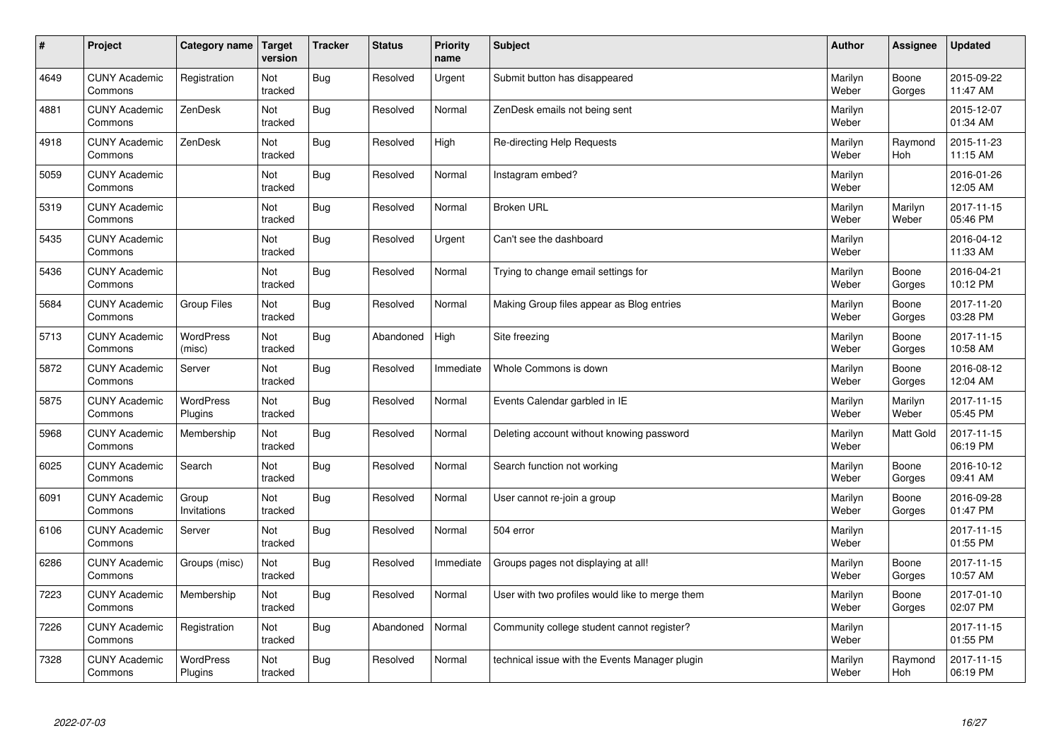| # | Project | Category name | Target version | Tracker | Status | Priority name | Subject | Author | Assignee | Updated |
|---|---|---|---|---|---|---|---|---|---|---|
| 4649 | CUNY Academic Commons | Registration | Not tracked | Bug | Resolved | Urgent | Submit button has disappeared | Marilyn Weber | Boone Gorges | 2015-09-22 11:47 AM |
| 4881 | CUNY Academic Commons | ZenDesk | Not tracked | Bug | Resolved | Normal | ZenDesk emails not being sent | Marilyn Weber | | 2015-12-07 01:34 AM |
| 4918 | CUNY Academic Commons | ZenDesk | Not tracked | Bug | Resolved | High | Re-directing Help Requests | Marilyn Weber | Raymond Hoh | 2015-11-23 11:15 AM |
| 5059 | CUNY Academic Commons | | Not tracked | Bug | Resolved | Normal | Instagram embed? | Marilyn Weber | | 2016-01-26 12:05 AM |
| 5319 | CUNY Academic Commons | | Not tracked | Bug | Resolved | Normal | Broken URL | Marilyn Weber | Marilyn Weber | 2017-11-15 05:46 PM |
| 5435 | CUNY Academic Commons | | Not tracked | Bug | Resolved | Urgent | Can't see the dashboard | Marilyn Weber | | 2016-04-12 11:33 AM |
| 5436 | CUNY Academic Commons | | Not tracked | Bug | Resolved | Normal | Trying to change email settings for | Marilyn Weber | Boone Gorges | 2016-04-21 10:12 PM |
| 5684 | CUNY Academic Commons | Group Files | Not tracked | Bug | Resolved | Normal | Making Group files appear as Blog entries | Marilyn Weber | Boone Gorges | 2017-11-20 03:28 PM |
| 5713 | CUNY Academic Commons | WordPress (misc) | Not tracked | Bug | Abandoned | High | Site freezing | Marilyn Weber | Boone Gorges | 2017-11-15 10:58 AM |
| 5872 | CUNY Academic Commons | Server | Not tracked | Bug | Resolved | Immediate | Whole Commons is down | Marilyn Weber | Boone Gorges | 2016-08-12 12:04 AM |
| 5875 | CUNY Academic Commons | WordPress Plugins | Not tracked | Bug | Resolved | Normal | Events Calendar garbled in IE | Marilyn Weber | Marilyn Weber | 2017-11-15 05:45 PM |
| 5968 | CUNY Academic Commons | Membership | Not tracked | Bug | Resolved | Normal | Deleting account without knowing password | Marilyn Weber | Matt Gold | 2017-11-15 06:19 PM |
| 6025 | CUNY Academic Commons | Search | Not tracked | Bug | Resolved | Normal | Search function not working | Marilyn Weber | Boone Gorges | 2016-10-12 09:41 AM |
| 6091 | CUNY Academic Commons | Group Invitations | Not tracked | Bug | Resolved | Normal | User cannot re-join a group | Marilyn Weber | Boone Gorges | 2016-09-28 01:47 PM |
| 6106 | CUNY Academic Commons | Server | Not tracked | Bug | Resolved | Normal | 504 error | Marilyn Weber | | 2017-11-15 01:55 PM |
| 6286 | CUNY Academic Commons | Groups (misc) | Not tracked | Bug | Resolved | Immediate | Groups pages not displaying at all! | Marilyn Weber | Boone Gorges | 2017-11-15 10:57 AM |
| 7223 | CUNY Academic Commons | Membership | Not tracked | Bug | Resolved | Normal | User with two profiles would like to merge them | Marilyn Weber | Boone Gorges | 2017-01-10 02:07 PM |
| 7226 | CUNY Academic Commons | Registration | Not tracked | Bug | Abandoned | Normal | Community college student cannot register? | Marilyn Weber | | 2017-11-15 01:55 PM |
| 7328 | CUNY Academic Commons | WordPress Plugins | Not tracked | Bug | Resolved | Normal | technical issue with the Events Manager plugin | Marilyn Weber | Raymond Hoh | 2017-11-15 06:19 PM |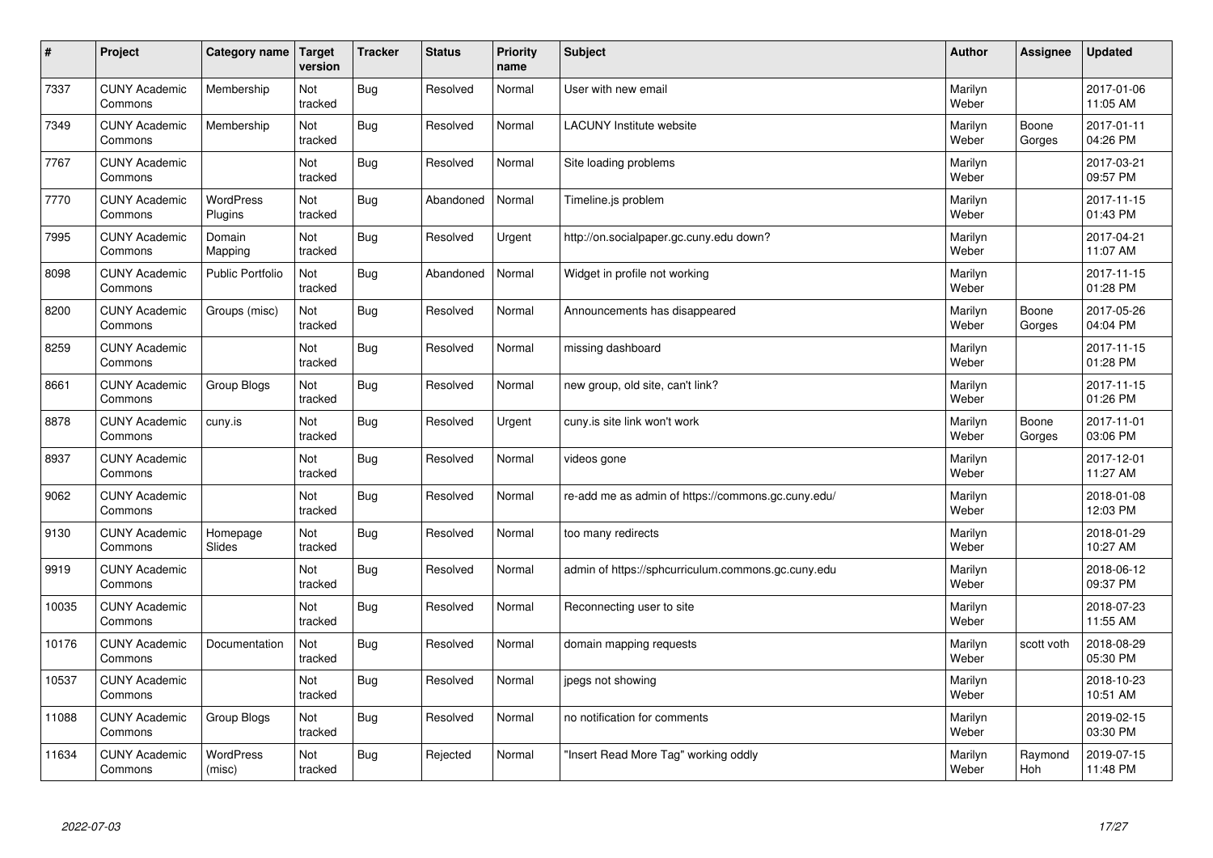| # | Project | Category name | Target version | Tracker | Status | Priority name | Subject | Author | Assignee | Updated |
|---|---|---|---|---|---|---|---|---|---|---|
| 7337 | CUNY Academic Commons | Membership | Not tracked | Bug | Resolved | Normal | User with new email | Marilyn Weber | | 2017-01-06 11:05 AM |
| 7349 | CUNY Academic Commons | Membership | Not tracked | Bug | Resolved | Normal | LACUNY Institute website | Marilyn Weber | Boone Gorges | 2017-01-11 04:26 PM |
| 7767 | CUNY Academic Commons | | Not tracked | Bug | Resolved | Normal | Site loading problems | Marilyn Weber | | 2017-03-21 09:57 PM |
| 7770 | CUNY Academic Commons | WordPress Plugins | Not tracked | Bug | Abandoned | Normal | Timeline.js problem | Marilyn Weber | | 2017-11-15 01:43 PM |
| 7995 | CUNY Academic Commons | Domain Mapping | Not tracked | Bug | Resolved | Urgent | http://on.socialpaper.gc.cuny.edu down? | Marilyn Weber | | 2017-04-21 11:07 AM |
| 8098 | CUNY Academic Commons | Public Portfolio | Not tracked | Bug | Abandoned | Normal | Widget in profile not working | Marilyn Weber | | 2017-11-15 01:28 PM |
| 8200 | CUNY Academic Commons | Groups (misc) | Not tracked | Bug | Resolved | Normal | Announcements has disappeared | Marilyn Weber | Boone Gorges | 2017-05-26 04:04 PM |
| 8259 | CUNY Academic Commons | | Not tracked | Bug | Resolved | Normal | missing dashboard | Marilyn Weber | | 2017-11-15 01:28 PM |
| 8661 | CUNY Academic Commons | Group Blogs | Not tracked | Bug | Resolved | Normal | new group, old site, can't link? | Marilyn Weber | | 2017-11-15 01:26 PM |
| 8878 | CUNY Academic Commons | cuny.is | Not tracked | Bug | Resolved | Urgent | cuny.is site link won't work | Marilyn Weber | Boone Gorges | 2017-11-01 03:06 PM |
| 8937 | CUNY Academic Commons | | Not tracked | Bug | Resolved | Normal | videos gone | Marilyn Weber | | 2017-12-01 11:27 AM |
| 9062 | CUNY Academic Commons | | Not tracked | Bug | Resolved | Normal | re-add me as admin of https://commons.gc.cuny.edu/ | Marilyn Weber | | 2018-01-08 12:03 PM |
| 9130 | CUNY Academic Commons | Homepage Slides | Not tracked | Bug | Resolved | Normal | too many redirects | Marilyn Weber | | 2018-01-29 10:27 AM |
| 9919 | CUNY Academic Commons | | Not tracked | Bug | Resolved | Normal | admin of https://sphcurriculum.commons.gc.cuny.edu | Marilyn Weber | | 2018-06-12 09:37 PM |
| 10035 | CUNY Academic Commons | | Not tracked | Bug | Resolved | Normal | Reconnecting user to site | Marilyn Weber | | 2018-07-23 11:55 AM |
| 10176 | CUNY Academic Commons | Documentation | Not tracked | Bug | Resolved | Normal | domain mapping requests | Marilyn Weber | scott voth | 2018-08-29 05:30 PM |
| 10537 | CUNY Academic Commons | | Not tracked | Bug | Resolved | Normal | jpegs not showing | Marilyn Weber | | 2018-10-23 10:51 AM |
| 11088 | CUNY Academic Commons | Group Blogs | Not tracked | Bug | Resolved | Normal | no notification for comments | Marilyn Weber | | 2019-02-15 03:30 PM |
| 11634 | CUNY Academic Commons | WordPress (misc) | Not tracked | Bug | Rejected | Normal | "Insert Read More Tag" working oddly | Marilyn Weber | Raymond Hoh | 2019-07-15 11:48 PM |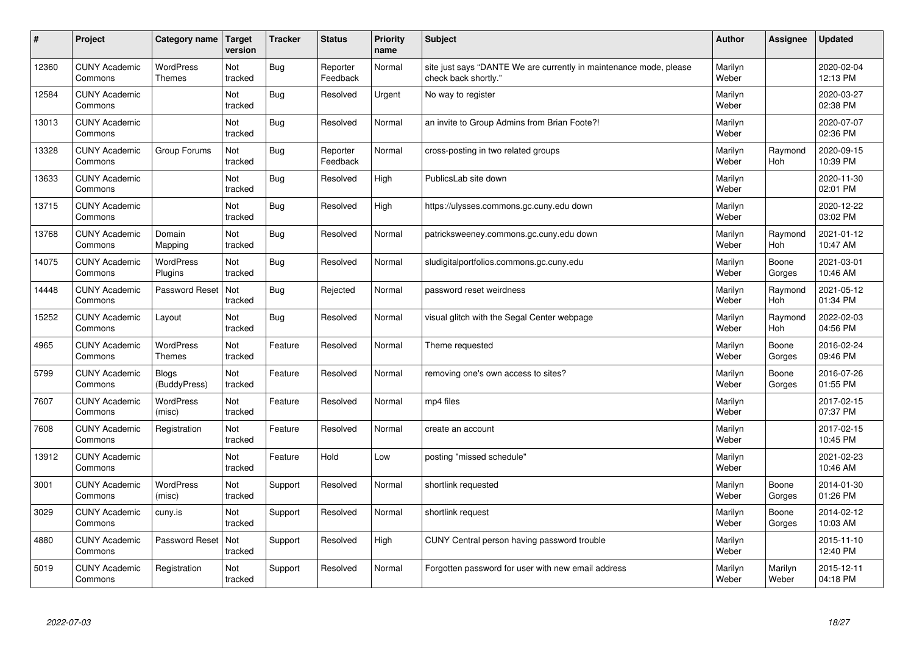| # | Project | Category name | Target version | Tracker | Status | Priority name | Subject | Author | Assignee | Updated |
|---|---|---|---|---|---|---|---|---|---|---|
| 12360 | CUNY Academic Commons | WordPress Themes | Not tracked | Bug | Reporter Feedback | Normal | site just says "DANTE We are currently in maintenance mode, please check back shortly." | Marilyn Weber | | 2020-02-04 12:13 PM |
| 12584 | CUNY Academic Commons | | Not tracked | Bug | Resolved | Urgent | No way to register | Marilyn Weber | | 2020-03-27 02:38 PM |
| 13013 | CUNY Academic Commons | | Not tracked | Bug | Resolved | Normal | an invite to Group Admins from Brian Foote?! | Marilyn Weber | | 2020-07-07 02:36 PM |
| 13328 | CUNY Academic Commons | Group Forums | Not tracked | Bug | Reporter Feedback | Normal | cross-posting in two related groups | Marilyn Weber | Raymond Hoh | 2020-09-15 10:39 PM |
| 13633 | CUNY Academic Commons | | Not tracked | Bug | Resolved | High | PublicsLab site down | Marilyn Weber | | 2020-11-30 02:01 PM |
| 13715 | CUNY Academic Commons | | Not tracked | Bug | Resolved | High | https://ulysses.commons.gc.cuny.edu down | Marilyn Weber | | 2020-12-22 03:02 PM |
| 13768 | CUNY Academic Commons | Domain Mapping | Not tracked | Bug | Resolved | Normal | patricksweeney.commons.gc.cuny.edu down | Marilyn Weber | Raymond Hoh | 2021-01-12 10:47 AM |
| 14075 | CUNY Academic Commons | WordPress Plugins | Not tracked | Bug | Resolved | Normal | sludigitalportfolios.commons.gc.cuny.edu | Marilyn Weber | Boone Gorges | 2021-03-01 10:46 AM |
| 14448 | CUNY Academic Commons | Password Reset | Not tracked | Bug | Rejected | Normal | password reset weirdness | Marilyn Weber | Raymond Hoh | 2021-05-12 01:34 PM |
| 15252 | CUNY Academic Commons | Layout | Not tracked | Bug | Resolved | Normal | visual glitch with the Segal Center webpage | Marilyn Weber | Raymond Hoh | 2022-02-03 04:56 PM |
| 4965 | CUNY Academic Commons | WordPress Themes | Not tracked | Feature | Resolved | Normal | Theme requested | Marilyn Weber | Boone Gorges | 2016-02-24 09:46 PM |
| 5799 | CUNY Academic Commons | Blogs (BuddyPress) | Not tracked | Feature | Resolved | Normal | removing one's own access to sites? | Marilyn Weber | Boone Gorges | 2016-07-26 01:55 PM |
| 7607 | CUNY Academic Commons | WordPress (misc) | Not tracked | Feature | Resolved | Normal | mp4 files | Marilyn Weber | | 2017-02-15 07:37 PM |
| 7608 | CUNY Academic Commons | Registration | Not tracked | Feature | Resolved | Normal | create an account | Marilyn Weber | | 2017-02-15 10:45 PM |
| 13912 | CUNY Academic Commons | | Not tracked | Feature | Hold | Low | posting "missed schedule" | Marilyn Weber | | 2021-02-23 10:46 AM |
| 3001 | CUNY Academic Commons | WordPress (misc) | Not tracked | Support | Resolved | Normal | shortlink requested | Marilyn Weber | Boone Gorges | 2014-01-30 01:26 PM |
| 3029 | CUNY Academic Commons | cuny.is | Not tracked | Support | Resolved | Normal | shortlink request | Marilyn Weber | Boone Gorges | 2014-02-12 10:03 AM |
| 4880 | CUNY Academic Commons | Password Reset | Not tracked | Support | Resolved | High | CUNY Central person having password trouble | Marilyn Weber | | 2015-11-10 12:40 PM |
| 5019 | CUNY Academic Commons | Registration | Not tracked | Support | Resolved | Normal | Forgotten password for user with new email address | Marilyn Weber | Marilyn Weber | 2015-12-11 04:18 PM |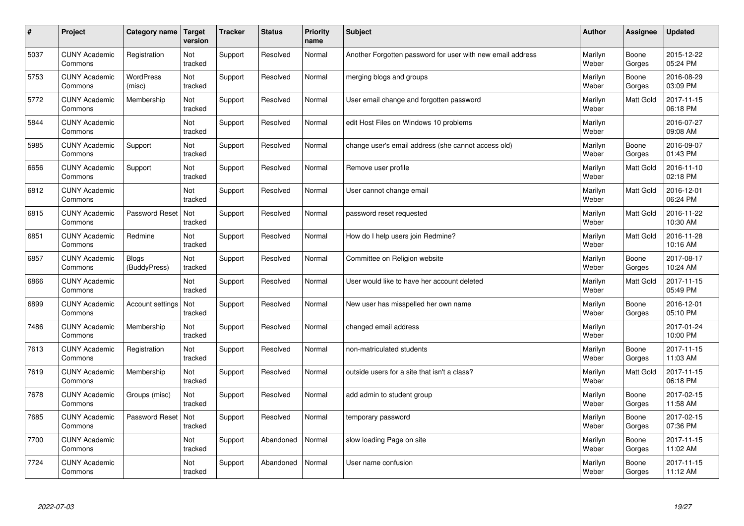| # | Project | Category name | Target version | Tracker | Status | Priority name | Subject | Author | Assignee | Updated |
|---|---|---|---|---|---|---|---|---|---|---|
| 5037 | CUNY Academic Commons | Registration | Not tracked | Support | Resolved | Normal | Another Forgotten password for user with new email address | Marilyn Weber | Boone Gorges | 2015-12-22 05:24 PM |
| 5753 | CUNY Academic Commons | WordPress (misc) | Not tracked | Support | Resolved | Normal | merging blogs and groups | Marilyn Weber | Boone Gorges | 2016-08-29 03:09 PM |
| 5772 | CUNY Academic Commons | Membership | Not tracked | Support | Resolved | Normal | User email change and forgotten password | Marilyn Weber | Matt Gold | 2017-11-15 06:18 PM |
| 5844 | CUNY Academic Commons | | Not tracked | Support | Resolved | Normal | edit Host Files on Windows 10 problems | Marilyn Weber | | 2016-07-27 09:08 AM |
| 5985 | CUNY Academic Commons | Support | Not tracked | Support | Resolved | Normal | change user's email address (she cannot access old) | Marilyn Weber | Boone Gorges | 2016-09-07 01:43 PM |
| 6656 | CUNY Academic Commons | Support | Not tracked | Support | Resolved | Normal | Remove user profile | Marilyn Weber | Matt Gold | 2016-11-10 02:18 PM |
| 6812 | CUNY Academic Commons | | Not tracked | Support | Resolved | Normal | User cannot change email | Marilyn Weber | Matt Gold | 2016-12-01 06:24 PM |
| 6815 | CUNY Academic Commons | Password Reset | Not tracked | Support | Resolved | Normal | password reset requested | Marilyn Weber | Matt Gold | 2016-11-22 10:30 AM |
| 6851 | CUNY Academic Commons | Redmine | Not tracked | Support | Resolved | Normal | How do I help users join Redmine? | Marilyn Weber | Matt Gold | 2016-11-28 10:16 AM |
| 6857 | CUNY Academic Commons | Blogs (BuddyPress) | Not tracked | Support | Resolved | Normal | Committee on Religion website | Marilyn Weber | Boone Gorges | 2017-08-17 10:24 AM |
| 6866 | CUNY Academic Commons | | Not tracked | Support | Resolved | Normal | User would like to have her account deleted | Marilyn Weber | Matt Gold | 2017-11-15 05:49 PM |
| 6899 | CUNY Academic Commons | Account settings | Not tracked | Support | Resolved | Normal | New user has misspelled her own name | Marilyn Weber | Boone Gorges | 2016-12-01 05:10 PM |
| 7486 | CUNY Academic Commons | Membership | Not tracked | Support | Resolved | Normal | changed email address | Marilyn Weber | | 2017-01-24 10:00 PM |
| 7613 | CUNY Academic Commons | Registration | Not tracked | Support | Resolved | Normal | non-matriculated students | Marilyn Weber | Boone Gorges | 2017-11-15 11:03 AM |
| 7619 | CUNY Academic Commons | Membership | Not tracked | Support | Resolved | Normal | outside users for a site that isn't a class? | Marilyn Weber | Matt Gold | 2017-11-15 06:18 PM |
| 7678 | CUNY Academic Commons | Groups (misc) | Not tracked | Support | Resolved | Normal | add admin to student group | Marilyn Weber | Boone Gorges | 2017-02-15 11:58 AM |
| 7685 | CUNY Academic Commons | Password Reset | Not tracked | Support | Resolved | Normal | temporary password | Marilyn Weber | Boone Gorges | 2017-02-15 07:36 PM |
| 7700 | CUNY Academic Commons | | Not tracked | Support | Abandoned | Normal | slow loading Page on site | Marilyn Weber | Boone Gorges | 2017-11-15 11:02 AM |
| 7724 | CUNY Academic Commons | | Not tracked | Support | Abandoned | Normal | User name confusion | Marilyn Weber | Boone Gorges | 2017-11-15 11:12 AM |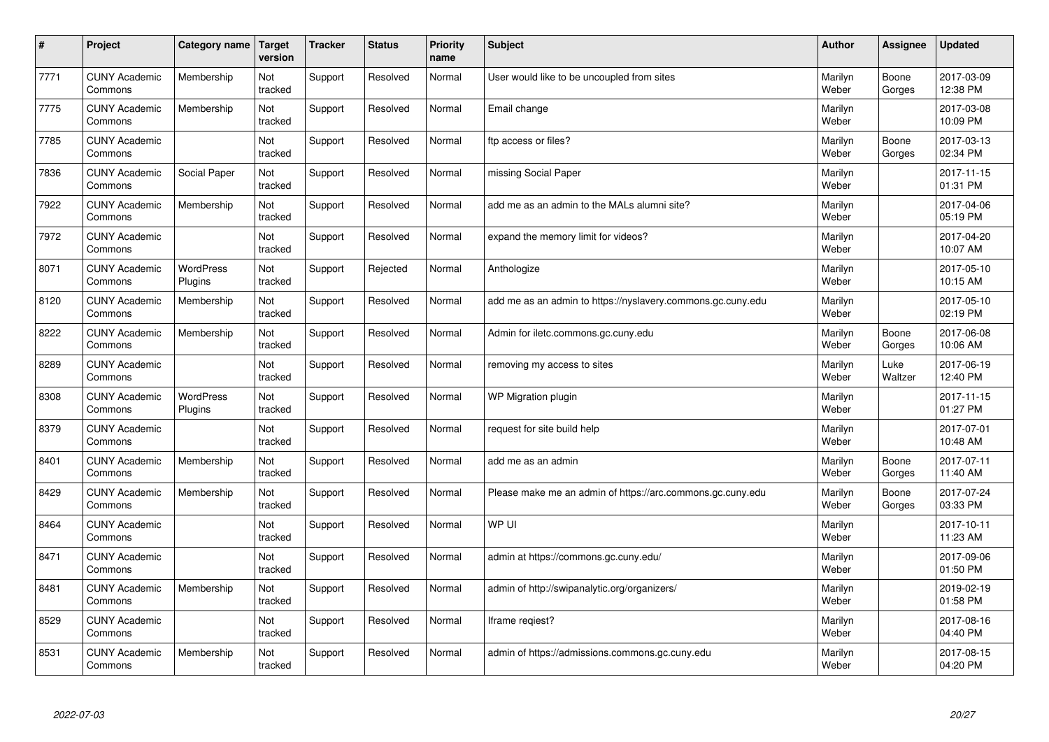| # | Project | Category name | Target version | Tracker | Status | Priority name | Subject | Author | Assignee | Updated |
|---|---|---|---|---|---|---|---|---|---|---|
| 7771 | CUNY Academic Commons | Membership | Not tracked | Support | Resolved | Normal | User would like to be uncoupled from sites | Marilyn Weber | Boone Gorges | 2017-03-09 12:38 PM |
| 7775 | CUNY Academic Commons | Membership | Not tracked | Support | Resolved | Normal | Email change | Marilyn Weber | | 2017-03-08 10:09 PM |
| 7785 | CUNY Academic Commons | | Not tracked | Support | Resolved | Normal | ftp access or files? | Marilyn Weber | Boone Gorges | 2017-03-13 02:34 PM |
| 7836 | CUNY Academic Commons | Social Paper | Not tracked | Support | Resolved | Normal | missing Social Paper | Marilyn Weber | | 2017-11-15 01:31 PM |
| 7922 | CUNY Academic Commons | Membership | Not tracked | Support | Resolved | Normal | add me as an admin to the MALs alumni site? | Marilyn Weber | | 2017-04-06 05:19 PM |
| 7972 | CUNY Academic Commons | | Not tracked | Support | Resolved | Normal | expand the memory limit for videos? | Marilyn Weber | | 2017-04-20 10:07 AM |
| 8071 | CUNY Academic Commons | WordPress Plugins | Not tracked | Support | Rejected | Normal | Anthologize | Marilyn Weber | | 2017-05-10 10:15 AM |
| 8120 | CUNY Academic Commons | Membership | Not tracked | Support | Resolved | Normal | add me as an admin to https://nyslavery.commons.gc.cuny.edu | Marilyn Weber | | 2017-05-10 02:19 PM |
| 8222 | CUNY Academic Commons | Membership | Not tracked | Support | Resolved | Normal | Admin for iletc.commons.gc.cuny.edu | Marilyn Weber | Boone Gorges | 2017-06-08 10:06 AM |
| 8289 | CUNY Academic Commons | | Not tracked | Support | Resolved | Normal | removing my access to sites | Marilyn Weber | Luke Waltzer | 2017-06-19 12:40 PM |
| 8308 | CUNY Academic Commons | WordPress Plugins | Not tracked | Support | Resolved | Normal | WP Migration plugin | Marilyn Weber | | 2017-11-15 01:27 PM |
| 8379 | CUNY Academic Commons | | Not tracked | Support | Resolved | Normal | request for site build help | Marilyn Weber | | 2017-07-01 10:48 AM |
| 8401 | CUNY Academic Commons | Membership | Not tracked | Support | Resolved | Normal | add me as an admin | Marilyn Weber | Boone Gorges | 2017-07-11 11:40 AM |
| 8429 | CUNY Academic Commons | Membership | Not tracked | Support | Resolved | Normal | Please make me an admin of https://arc.commons.gc.cuny.edu | Marilyn Weber | Boone Gorges | 2017-07-24 03:33 PM |
| 8464 | CUNY Academic Commons | | Not tracked | Support | Resolved | Normal | WP UI | Marilyn Weber | | 2017-10-11 11:23 AM |
| 8471 | CUNY Academic Commons | | Not tracked | Support | Resolved | Normal | admin at https://commons.gc.cuny.edu/ | Marilyn Weber | | 2017-09-06 01:50 PM |
| 8481 | CUNY Academic Commons | Membership | Not tracked | Support | Resolved | Normal | admin of http://swipanalytic.org/organizers/ | Marilyn Weber | | 2019-02-19 01:58 PM |
| 8529 | CUNY Academic Commons | | Not tracked | Support | Resolved | Normal | Iframe reqiest? | Marilyn Weber | | 2017-08-16 04:40 PM |
| 8531 | CUNY Academic Commons | Membership | Not tracked | Support | Resolved | Normal | admin of https://admissions.commons.gc.cuny.edu | Marilyn Weber | | 2017-08-15 04:20 PM |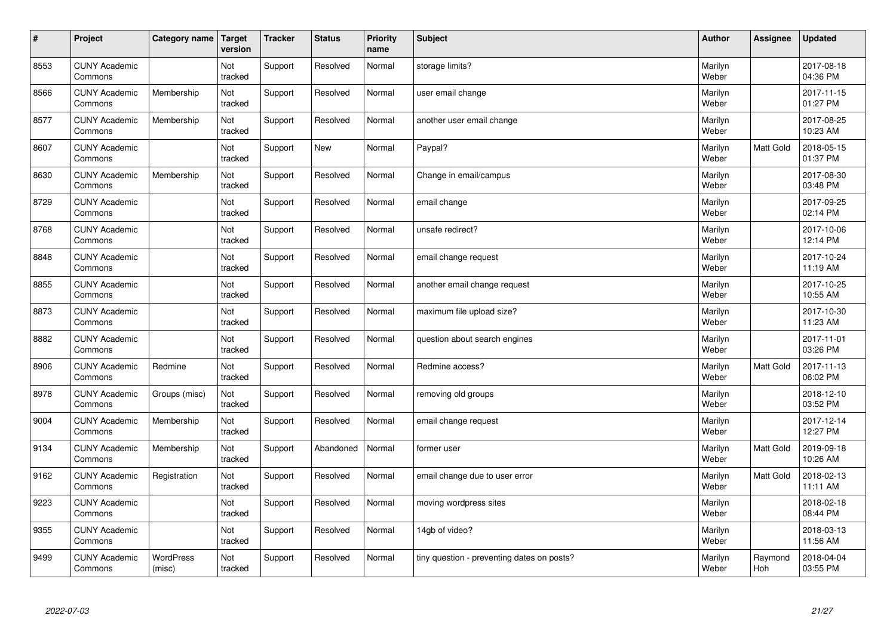| # | Project | Category name | Target version | Tracker | Status | Priority name | Subject | Author | Assignee | Updated |
|---|---|---|---|---|---|---|---|---|---|---|
| 8553 | CUNY Academic Commons | | Not tracked | Support | Resolved | Normal | storage limits? | Marilyn Weber | | 2017-08-18 04:36 PM |
| 8566 | CUNY Academic Commons | Membership | Not tracked | Support | Resolved | Normal | user email change | Marilyn Weber | | 2017-11-15 01:27 PM |
| 8577 | CUNY Academic Commons | Membership | Not tracked | Support | Resolved | Normal | another user email change | Marilyn Weber | | 2017-08-25 10:23 AM |
| 8607 | CUNY Academic Commons | | Not tracked | Support | New | Normal | Paypal? | Marilyn Weber | Matt Gold | 2018-05-15 01:37 PM |
| 8630 | CUNY Academic Commons | Membership | Not tracked | Support | Resolved | Normal | Change in email/campus | Marilyn Weber | | 2017-08-30 03:48 PM |
| 8729 | CUNY Academic Commons | | Not tracked | Support | Resolved | Normal | email change | Marilyn Weber | | 2017-09-25 02:14 PM |
| 8768 | CUNY Academic Commons | | Not tracked | Support | Resolved | Normal | unsafe redirect? | Marilyn Weber | | 2017-10-06 12:14 PM |
| 8848 | CUNY Academic Commons | | Not tracked | Support | Resolved | Normal | email change request | Marilyn Weber | | 2017-10-24 11:19 AM |
| 8855 | CUNY Academic Commons | | Not tracked | Support | Resolved | Normal | another email change request | Marilyn Weber | | 2017-10-25 10:55 AM |
| 8873 | CUNY Academic Commons | | Not tracked | Support | Resolved | Normal | maximum file upload size? | Marilyn Weber | | 2017-10-30 11:23 AM |
| 8882 | CUNY Academic Commons | | Not tracked | Support | Resolved | Normal | question about search engines | Marilyn Weber | | 2017-11-01 03:26 PM |
| 8906 | CUNY Academic Commons | Redmine | Not tracked | Support | Resolved | Normal | Redmine access? | Marilyn Weber | Matt Gold | 2017-11-13 06:02 PM |
| 8978 | CUNY Academic Commons | Groups (misc) | Not tracked | Support | Resolved | Normal | removing old groups | Marilyn Weber | | 2018-12-10 03:52 PM |
| 9004 | CUNY Academic Commons | Membership | Not tracked | Support | Resolved | Normal | email change request | Marilyn Weber | | 2017-12-14 12:27 PM |
| 9134 | CUNY Academic Commons | Membership | Not tracked | Support | Abandoned | Normal | former user | Marilyn Weber | Matt Gold | 2019-09-18 10:26 AM |
| 9162 | CUNY Academic Commons | Registration | Not tracked | Support | Resolved | Normal | email change due to user error | Marilyn Weber | Matt Gold | 2018-02-13 11:11 AM |
| 9223 | CUNY Academic Commons | | Not tracked | Support | Resolved | Normal | moving wordpress sites | Marilyn Weber | | 2018-02-18 08:44 PM |
| 9355 | CUNY Academic Commons | | Not tracked | Support | Resolved | Normal | 14gb of video? | Marilyn Weber | | 2018-03-13 11:56 AM |
| 9499 | CUNY Academic Commons | WordPress (misc) | Not tracked | Support | Resolved | Normal | tiny question - preventing dates on posts? | Marilyn Weber | Raymond Hoh | 2018-04-04 03:55 PM |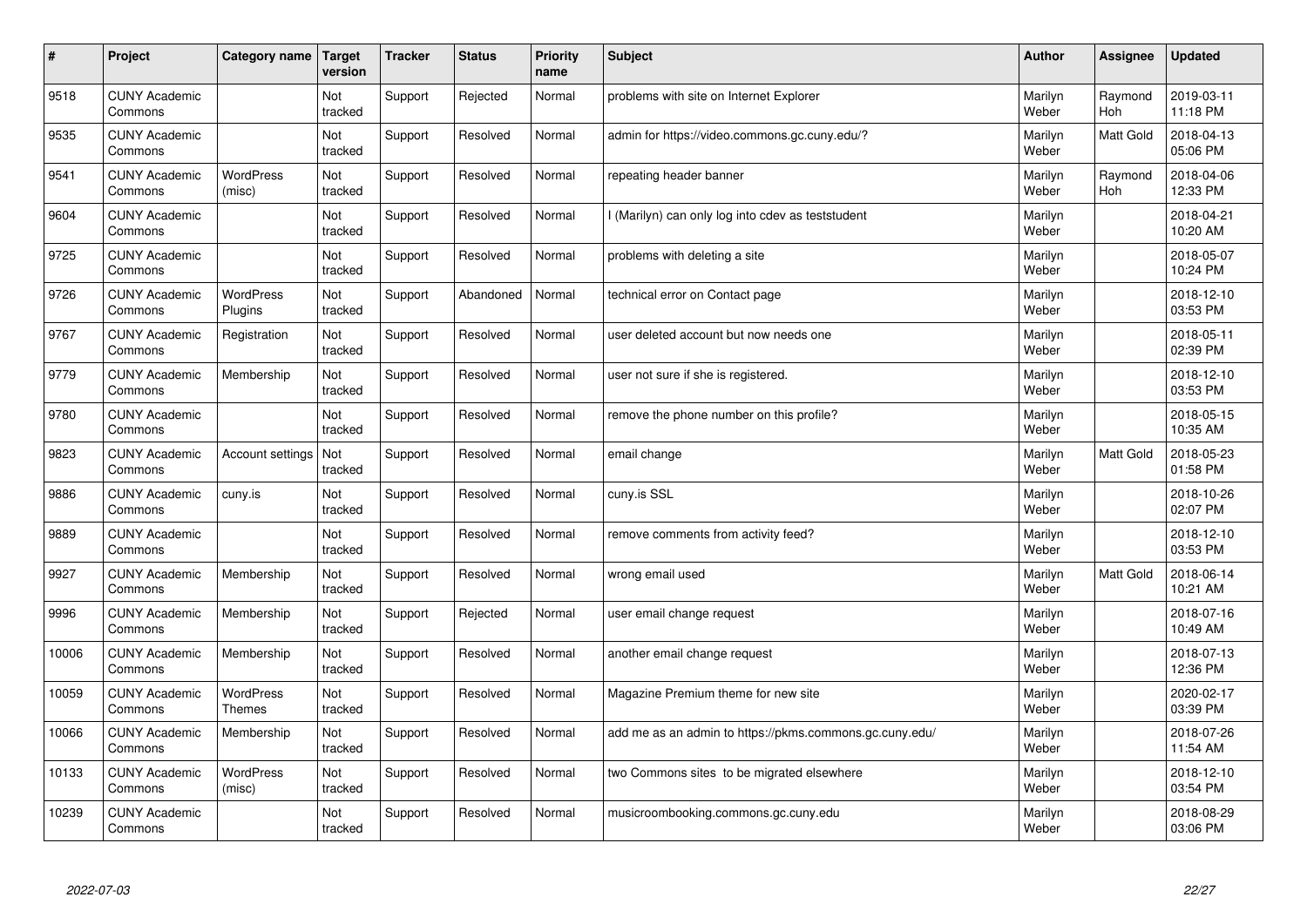| # | Project | Category name | Target version | Tracker | Status | Priority name | Subject | Author | Assignee | Updated |
|---|---|---|---|---|---|---|---|---|---|---|
| 9518 | CUNY Academic Commons | | Not tracked | Support | Rejected | Normal | problems with site on Internet Explorer | Marilyn Weber | Raymond Hoh | 2019-03-11 11:18 PM |
| 9535 | CUNY Academic Commons | | Not tracked | Support | Resolved | Normal | admin for https://video.commons.gc.cuny.edu/? | Marilyn Weber | Matt Gold | 2018-04-13 05:06 PM |
| 9541 | CUNY Academic Commons | WordPress (misc) | Not tracked | Support | Resolved | Normal | repeating header banner | Marilyn Weber | Raymond Hoh | 2018-04-06 12:33 PM |
| 9604 | CUNY Academic Commons | | Not tracked | Support | Resolved | Normal | I (Marilyn) can only log into cdev as teststudent | Marilyn Weber | | 2018-04-21 10:20 AM |
| 9725 | CUNY Academic Commons | | Not tracked | Support | Resolved | Normal | problems with deleting a site | Marilyn Weber | | 2018-05-07 10:24 PM |
| 9726 | CUNY Academic Commons | WordPress Plugins | Not tracked | Support | Abandoned | Normal | technical error on Contact page | Marilyn Weber | | 2018-12-10 03:53 PM |
| 9767 | CUNY Academic Commons | Registration | Not tracked | Support | Resolved | Normal | user deleted account but now needs one | Marilyn Weber | | 2018-05-11 02:39 PM |
| 9779 | CUNY Academic Commons | Membership | Not tracked | Support | Resolved | Normal | user not sure if she is registered. | Marilyn Weber | | 2018-12-10 03:53 PM |
| 9780 | CUNY Academic Commons | | Not tracked | Support | Resolved | Normal | remove the phone number on this profile? | Marilyn Weber | | 2018-05-15 10:35 AM |
| 9823 | CUNY Academic Commons | Account settings | Not tracked | Support | Resolved | Normal | email change | Marilyn Weber | Matt Gold | 2018-05-23 01:58 PM |
| 9886 | CUNY Academic Commons | cuny.is | Not tracked | Support | Resolved | Normal | cuny.is SSL | Marilyn Weber | | 2018-10-26 02:07 PM |
| 9889 | CUNY Academic Commons | | Not tracked | Support | Resolved | Normal | remove comments from activity feed? | Marilyn Weber | | 2018-12-10 03:53 PM |
| 9927 | CUNY Academic Commons | Membership | Not tracked | Support | Resolved | Normal | wrong email used | Marilyn Weber | Matt Gold | 2018-06-14 10:21 AM |
| 9996 | CUNY Academic Commons | Membership | Not tracked | Support | Rejected | Normal | user email change request | Marilyn Weber | | 2018-07-16 10:49 AM |
| 10006 | CUNY Academic Commons | Membership | Not tracked | Support | Resolved | Normal | another email change request | Marilyn Weber | | 2018-07-13 12:36 PM |
| 10059 | CUNY Academic Commons | WordPress Themes | Not tracked | Support | Resolved | Normal | Magazine Premium theme for new site | Marilyn Weber | | 2020-02-17 03:39 PM |
| 10066 | CUNY Academic Commons | Membership | Not tracked | Support | Resolved | Normal | add me as an admin to https://pkms.commons.gc.cuny.edu/ | Marilyn Weber | | 2018-07-26 11:54 AM |
| 10133 | CUNY Academic Commons | WordPress (misc) | Not tracked | Support | Resolved | Normal | two Commons sites to be migrated elsewhere | Marilyn Weber | | 2018-12-10 03:54 PM |
| 10239 | CUNY Academic Commons | | Not tracked | Support | Resolved | Normal | musicroombooking.commons.gc.cuny.edu | Marilyn Weber | | 2018-08-29 03:06 PM |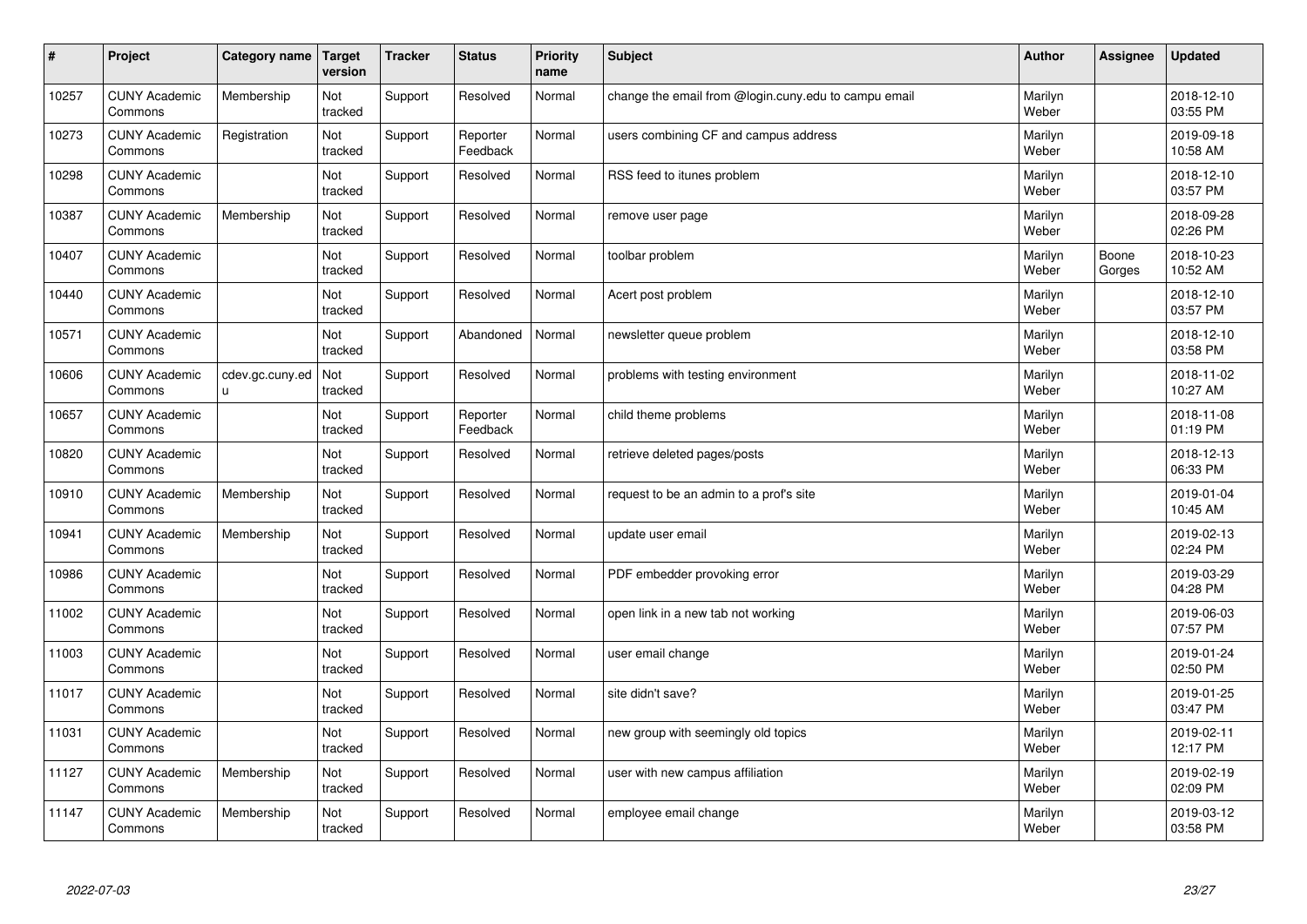| # | Project | Category name | Target version | Tracker | Status | Priority name | Subject | Author | Assignee | Updated |
|---|---|---|---|---|---|---|---|---|---|---|
| 10257 | CUNY Academic Commons | Membership | Not tracked | Support | Resolved | Normal | change the email from @login.cuny.edu to campu email | Marilyn Weber | | 2018-12-10 03:55 PM |
| 10273 | CUNY Academic Commons | Registration | Not tracked | Support | Reporter Feedback | Normal | users combining CF and campus address | Marilyn Weber | | 2019-09-18 10:58 AM |
| 10298 | CUNY Academic Commons | | Not tracked | Support | Resolved | Normal | RSS feed to itunes problem | Marilyn Weber | | 2018-12-10 03:57 PM |
| 10387 | CUNY Academic Commons | Membership | Not tracked | Support | Resolved | Normal | remove user page | Marilyn Weber | | 2018-09-28 02:26 PM |
| 10407 | CUNY Academic Commons | | Not tracked | Support | Resolved | Normal | toolbar problem | Marilyn Weber | Boone Gorges | 2018-10-23 10:52 AM |
| 10440 | CUNY Academic Commons | | Not tracked | Support | Resolved | Normal | Acert post problem | Marilyn Weber | | 2018-12-10 03:57 PM |
| 10571 | CUNY Academic Commons | | Not tracked | Support | Abandoned | Normal | newsletter queue problem | Marilyn Weber | | 2018-12-10 03:58 PM |
| 10606 | CUNY Academic Commons | cdev.gc.cuny.edu | Not tracked | Support | Resolved | Normal | problems with testing environment | Marilyn Weber | | 2018-11-02 10:27 AM |
| 10657 | CUNY Academic Commons | | Not tracked | Support | Reporter Feedback | Normal | child theme problems | Marilyn Weber | | 2018-11-08 01:19 PM |
| 10820 | CUNY Academic Commons | | Not tracked | Support | Resolved | Normal | retrieve deleted pages/posts | Marilyn Weber | | 2018-12-13 06:33 PM |
| 10910 | CUNY Academic Commons | Membership | Not tracked | Support | Resolved | Normal | request to be an admin to a prof's site | Marilyn Weber | | 2019-01-04 10:45 AM |
| 10941 | CUNY Academic Commons | Membership | Not tracked | Support | Resolved | Normal | update user email | Marilyn Weber | | 2019-02-13 02:24 PM |
| 10986 | CUNY Academic Commons | | Not tracked | Support | Resolved | Normal | PDF embedder provoking error | Marilyn Weber | | 2019-03-29 04:28 PM |
| 11002 | CUNY Academic Commons | | Not tracked | Support | Resolved | Normal | open link in a new tab not working | Marilyn Weber | | 2019-06-03 07:57 PM |
| 11003 | CUNY Academic Commons | | Not tracked | Support | Resolved | Normal | user email change | Marilyn Weber | | 2019-01-24 02:50 PM |
| 11017 | CUNY Academic Commons | | Not tracked | Support | Resolved | Normal | site didn't save? | Marilyn Weber | | 2019-01-25 03:47 PM |
| 11031 | CUNY Academic Commons | | Not tracked | Support | Resolved | Normal | new group with seemingly old topics | Marilyn Weber | | 2019-02-11 12:17 PM |
| 11127 | CUNY Academic Commons | Membership | Not tracked | Support | Resolved | Normal | user with new campus affiliation | Marilyn Weber | | 2019-02-19 02:09 PM |
| 11147 | CUNY Academic Commons | Membership | Not tracked | Support | Resolved | Normal | employee email change | Marilyn Weber | | 2019-03-12 03:58 PM |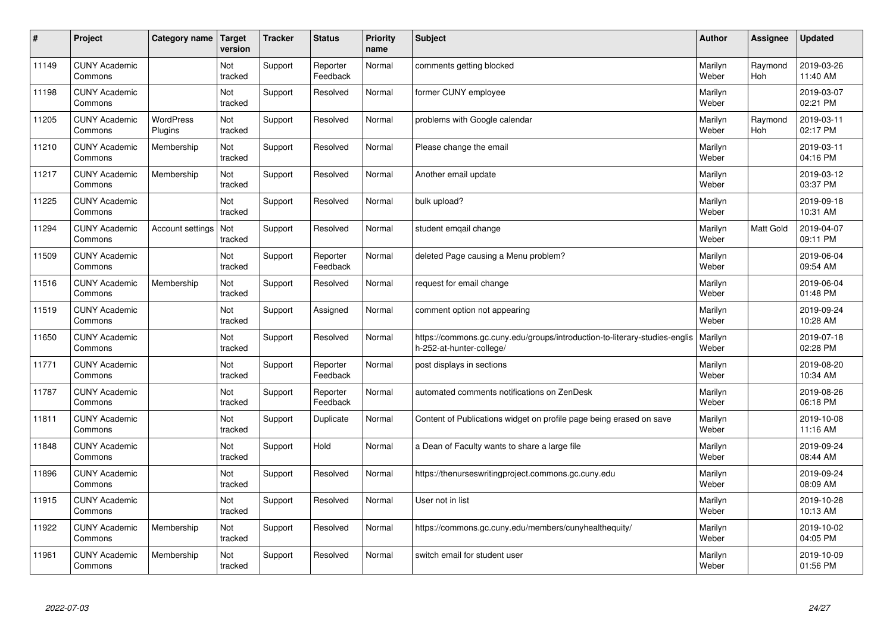| # | Project | Category name | Target version | Tracker | Status | Priority name | Subject | Author | Assignee | Updated |
|---|---|---|---|---|---|---|---|---|---|---|
| 11149 | CUNY Academic Commons | | Not tracked | Support | Reporter Feedback | Normal | comments getting blocked | Marilyn Weber | Raymond Hoh | 2019-03-26 11:40 AM |
| 11198 | CUNY Academic Commons | | Not tracked | Support | Resolved | Normal | former CUNY employee | Marilyn Weber | | 2019-03-07 02:21 PM |
| 11205 | CUNY Academic Commons | WordPress Plugins | Not tracked | Support | Resolved | Normal | problems with Google calendar | Marilyn Weber | Raymond Hoh | 2019-03-11 02:17 PM |
| 11210 | CUNY Academic Commons | Membership | Not tracked | Support | Resolved | Normal | Please change the email | Marilyn Weber | | 2019-03-11 04:16 PM |
| 11217 | CUNY Academic Commons | Membership | Not tracked | Support | Resolved | Normal | Another email update | Marilyn Weber | | 2019-03-12 03:37 PM |
| 11225 | CUNY Academic Commons | | Not tracked | Support | Resolved | Normal | bulk upload? | Marilyn Weber | | 2019-09-18 10:31 AM |
| 11294 | CUNY Academic Commons | Account settings | Not tracked | Support | Resolved | Normal | student emqail change | Marilyn Weber | Matt Gold | 2019-04-07 09:11 PM |
| 11509 | CUNY Academic Commons | | Not tracked | Support | Reporter Feedback | Normal | deleted Page causing a Menu problem? | Marilyn Weber | | 2019-06-04 09:54 AM |
| 11516 | CUNY Academic Commons | Membership | Not tracked | Support | Resolved | Normal | request for email change | Marilyn Weber | | 2019-06-04 01:48 PM |
| 11519 | CUNY Academic Commons | | Not tracked | Support | Assigned | Normal | comment option not appearing | Marilyn Weber | | 2019-09-24 10:28 AM |
| 11650 | CUNY Academic Commons | | Not tracked | Support | Resolved | Normal | https://commons.gc.cuny.edu/groups/introduction-to-literary-studies-english-252-at-hunter-college/ | Marilyn Weber | | 2019-07-18 02:28 PM |
| 11771 | CUNY Academic Commons | | Not tracked | Support | Reporter Feedback | Normal | post displays in sections | Marilyn Weber | | 2019-08-20 10:34 AM |
| 11787 | CUNY Academic Commons | | Not tracked | Support | Reporter Feedback | Normal | automated comments notifications on ZenDesk | Marilyn Weber | | 2019-08-26 06:18 PM |
| 11811 | CUNY Academic Commons | | Not tracked | Support | Duplicate | Normal | Content of Publications widget on profile page being erased on save | Marilyn Weber | | 2019-10-08 11:16 AM |
| 11848 | CUNY Academic Commons | | Not tracked | Support | Hold | Normal | a Dean of Faculty wants to share a large file | Marilyn Weber | | 2019-09-24 08:44 AM |
| 11896 | CUNY Academic Commons | | Not tracked | Support | Resolved | Normal | https://thenurseswritingproject.commons.gc.cuny.edu | Marilyn Weber | | 2019-09-24 08:09 AM |
| 11915 | CUNY Academic Commons | | Not tracked | Support | Resolved | Normal | User not in list | Marilyn Weber | | 2019-10-28 10:13 AM |
| 11922 | CUNY Academic Commons | Membership | Not tracked | Support | Resolved | Normal | https://commons.gc.cuny.edu/members/cunyhealthequity/ | Marilyn Weber | | 2019-10-02 04:05 PM |
| 11961 | CUNY Academic Commons | Membership | Not tracked | Support | Resolved | Normal | switch email for student user | Marilyn Weber | | 2019-10-09 01:56 PM |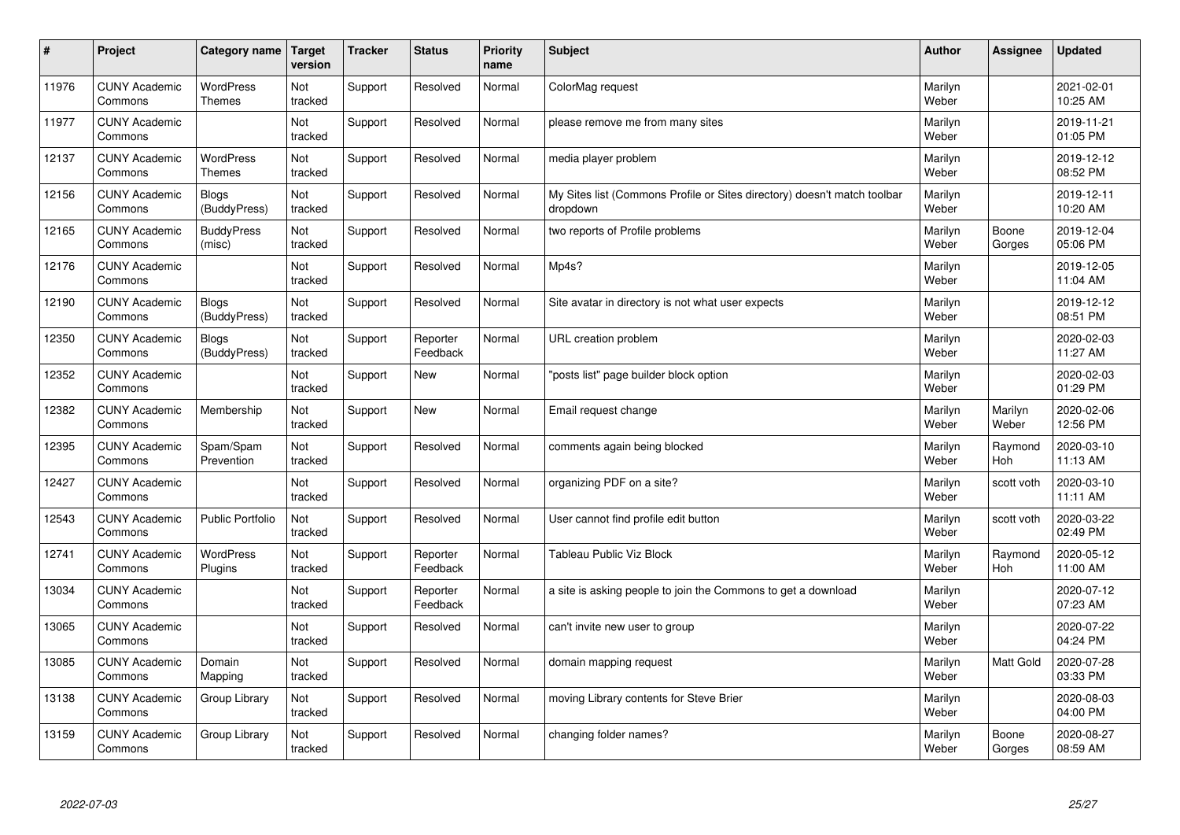| # | Project | Category name | Target version | Tracker | Status | Priority name | Subject | Author | Assignee | Updated |
|---|---|---|---|---|---|---|---|---|---|---|
| 11976 | CUNY Academic Commons | WordPress Themes | Not tracked | Support | Resolved | Normal | ColorMag request | Marilyn Weber | | 2021-02-01 10:25 AM |
| 11977 | CUNY Academic Commons | | Not tracked | Support | Resolved | Normal | please remove me from many sites | Marilyn Weber | | 2019-11-21 01:05 PM |
| 12137 | CUNY Academic Commons | WordPress Themes | Not tracked | Support | Resolved | Normal | media player problem | Marilyn Weber | | 2019-12-12 08:52 PM |
| 12156 | CUNY Academic Commons | Blogs (BuddyPress) | Not tracked | Support | Resolved | Normal | My Sites list (Commons Profile or Sites directory) doesn't match toolbar dropdown | Marilyn Weber | | 2019-12-11 10:20 AM |
| 12165 | CUNY Academic Commons | BuddyPress (misc) | Not tracked | Support | Resolved | Normal | two reports of Profile problems | Marilyn Weber | Boone Gorges | 2019-12-04 05:06 PM |
| 12176 | CUNY Academic Commons | | Not tracked | Support | Resolved | Normal | Mp4s? | Marilyn Weber | | 2019-12-05 11:04 AM |
| 12190 | CUNY Academic Commons | Blogs (BuddyPress) | Not tracked | Support | Resolved | Normal | Site avatar in directory is not what user expects | Marilyn Weber | | 2019-12-12 08:51 PM |
| 12350 | CUNY Academic Commons | Blogs (BuddyPress) | Not tracked | Support | Reporter Feedback | Normal | URL creation problem | Marilyn Weber | | 2020-02-03 11:27 AM |
| 12352 | CUNY Academic Commons | | Not tracked | Support | New | Normal | "posts list" page builder block option | Marilyn Weber | | 2020-02-03 01:29 PM |
| 12382 | CUNY Academic Commons | Membership | Not tracked | Support | New | Normal | Email request change | Marilyn Weber | Marilyn Weber | 2020-02-06 12:56 PM |
| 12395 | CUNY Academic Commons | Spam/Spam Prevention | Not tracked | Support | Resolved | Normal | comments again being blocked | Marilyn Weber | Raymond Hoh | 2020-03-10 11:13 AM |
| 12427 | CUNY Academic Commons | | Not tracked | Support | Resolved | Normal | organizing PDF on a site? | Marilyn Weber | scott voth | 2020-03-10 11:11 AM |
| 12543 | CUNY Academic Commons | Public Portfolio | Not tracked | Support | Resolved | Normal | User cannot find profile edit button | Marilyn Weber | scott voth | 2020-03-22 02:49 PM |
| 12741 | CUNY Academic Commons | WordPress Plugins | Not tracked | Support | Reporter Feedback | Normal | Tableau Public Viz Block | Marilyn Weber | Raymond Hoh | 2020-05-12 11:00 AM |
| 13034 | CUNY Academic Commons | | Not tracked | Support | Reporter Feedback | Normal | a site is asking people to join the Commons to get a download | Marilyn Weber | | 2020-07-12 07:23 AM |
| 13065 | CUNY Academic Commons | | Not tracked | Support | Resolved | Normal | can't invite new user to group | Marilyn Weber | | 2020-07-22 04:24 PM |
| 13085 | CUNY Academic Commons | Domain Mapping | Not tracked | Support | Resolved | Normal | domain mapping request | Marilyn Weber | Matt Gold | 2020-07-28 03:33 PM |
| 13138 | CUNY Academic Commons | Group Library | Not tracked | Support | Resolved | Normal | moving Library contents for Steve Brier | Marilyn Weber | | 2020-08-03 04:00 PM |
| 13159 | CUNY Academic Commons | Group Library | Not tracked | Support | Resolved | Normal | changing folder names? | Marilyn Weber | Boone Gorges | 2020-08-27 08:59 AM |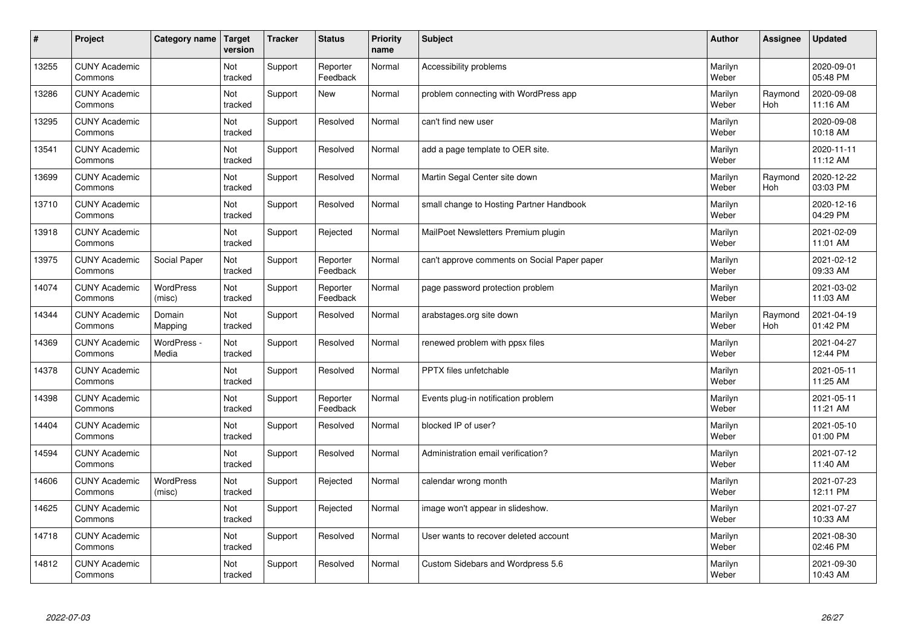| # | Project | Category name | Target version | Tracker | Status | Priority name | Subject | Author | Assignee | Updated |
|---|---|---|---|---|---|---|---|---|---|---|
| 13255 | CUNY Academic Commons | | Not tracked | Support | Reporter Feedback | Normal | Accessibility problems | Marilyn Weber | | 2020-09-01 05:48 PM |
| 13286 | CUNY Academic Commons | | Not tracked | Support | New | Normal | problem connecting with WordPress app | Marilyn Weber | Raymond Hoh | 2020-09-08 11:16 AM |
| 13295 | CUNY Academic Commons | | Not tracked | Support | Resolved | Normal | can't find new user | Marilyn Weber | | 2020-09-08 10:18 AM |
| 13541 | CUNY Academic Commons | | Not tracked | Support | Resolved | Normal | add a page template to OER site. | Marilyn Weber | | 2020-11-11 11:12 AM |
| 13699 | CUNY Academic Commons | | Not tracked | Support | Resolved | Normal | Martin Segal Center site down | Marilyn Weber | Raymond Hoh | 2020-12-22 03:03 PM |
| 13710 | CUNY Academic Commons | | Not tracked | Support | Resolved | Normal | small change to Hosting Partner Handbook | Marilyn Weber | | 2020-12-16 04:29 PM |
| 13918 | CUNY Academic Commons | | Not tracked | Support | Rejected | Normal | MailPoet Newsletters Premium plugin | Marilyn Weber | | 2021-02-09 11:01 AM |
| 13975 | CUNY Academic Commons | Social Paper | Not tracked | Support | Reporter Feedback | Normal | can't approve comments on Social Paper paper | Marilyn Weber | | 2021-02-12 09:33 AM |
| 14074 | CUNY Academic Commons | WordPress (misc) | Not tracked | Support | Reporter Feedback | Normal | page password protection problem | Marilyn Weber | | 2021-03-02 11:03 AM |
| 14344 | CUNY Academic Commons | Domain Mapping | Not tracked | Support | Resolved | Normal | arabstages.org site down | Marilyn Weber | Raymond Hoh | 2021-04-19 01:42 PM |
| 14369 | CUNY Academic Commons | WordPress - Media | Not tracked | Support | Resolved | Normal | renewed problem with ppsx files | Marilyn Weber | | 2021-04-27 12:44 PM |
| 14378 | CUNY Academic Commons | | Not tracked | Support | Resolved | Normal | PPTX files unfetchable | Marilyn Weber | | 2021-05-11 11:25 AM |
| 14398 | CUNY Academic Commons | | Not tracked | Support | Reporter Feedback | Normal | Events plug-in notification problem | Marilyn Weber | | 2021-05-11 11:21 AM |
| 14404 | CUNY Academic Commons | | Not tracked | Support | Resolved | Normal | blocked IP of user? | Marilyn Weber | | 2021-05-10 01:00 PM |
| 14594 | CUNY Academic Commons | | Not tracked | Support | Resolved | Normal | Administration email verification? | Marilyn Weber | | 2021-07-12 11:40 AM |
| 14606 | CUNY Academic Commons | WordPress (misc) | Not tracked | Support | Rejected | Normal | calendar wrong month | Marilyn Weber | | 2021-07-23 12:11 PM |
| 14625 | CUNY Academic Commons | | Not tracked | Support | Rejected | Normal | image won't appear in slideshow. | Marilyn Weber | | 2021-07-27 10:33 AM |
| 14718 | CUNY Academic Commons | | Not tracked | Support | Resolved | Normal | User wants to recover deleted account | Marilyn Weber | | 2021-08-30 02:46 PM |
| 14812 | CUNY Academic Commons | | Not tracked | Support | Resolved | Normal | Custom Sidebars and Wordpress 5.6 | Marilyn Weber | | 2021-09-30 10:43 AM |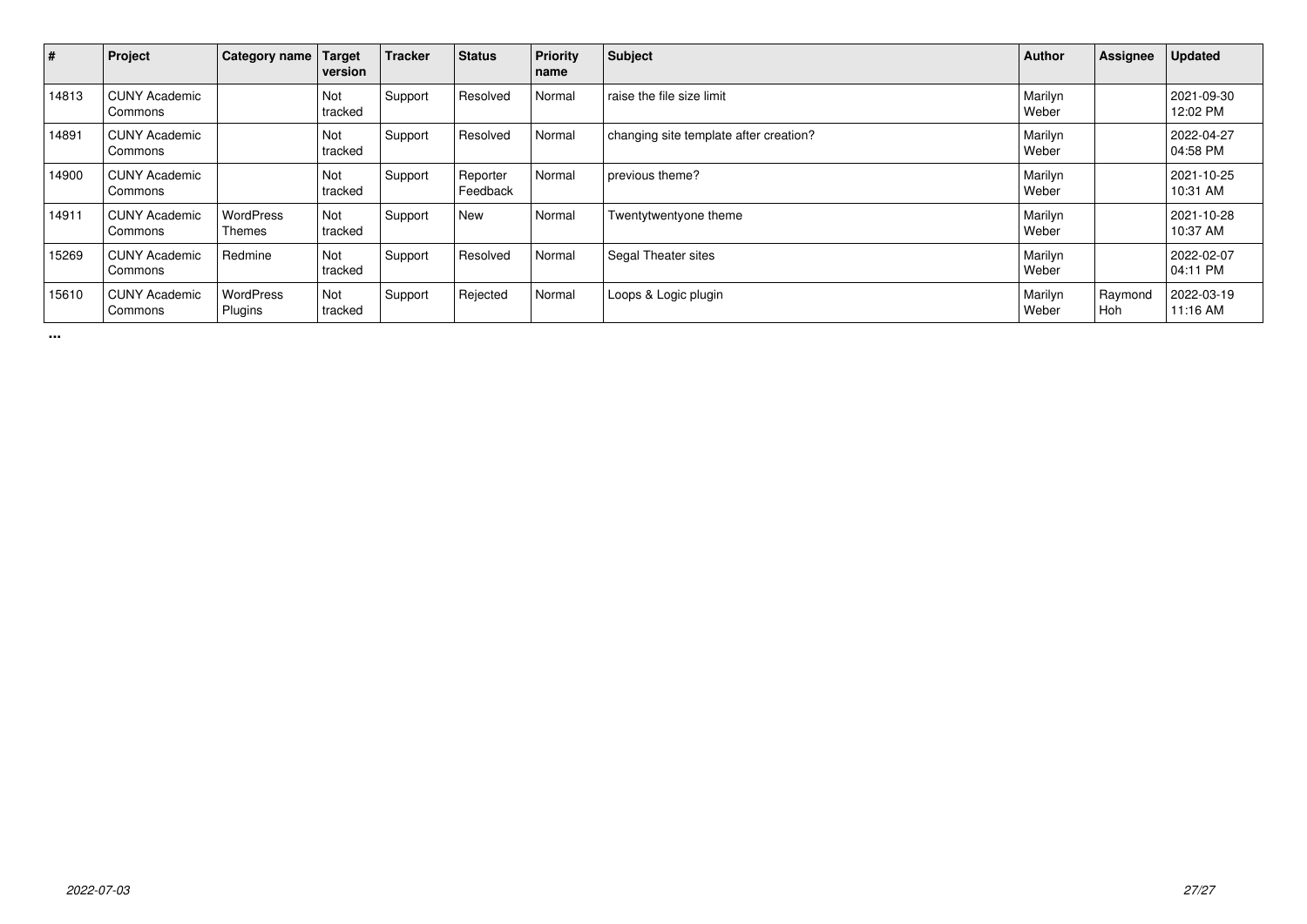| # | Project | Category name | Target version | Tracker | Status | Priority name | Subject | Author | Assignee | Updated |
|---|---|---|---|---|---|---|---|---|---|---|
| 14813 | CUNY Academic Commons | | Not tracked | Support | Resolved | Normal | raise the file size limit | Marilyn Weber | | 2021-09-30 12:02 PM |
| 14891 | CUNY Academic Commons | | Not tracked | Support | Resolved | Normal | changing site template after creation? | Marilyn Weber | | 2022-04-27 04:58 PM |
| 14900 | CUNY Academic Commons | | Not tracked | Support | Reporter Feedback | Normal | previous theme? | Marilyn Weber | | 2021-10-25 10:31 AM |
| 14911 | CUNY Academic Commons | WordPress Themes | Not tracked | Support | New | Normal | Twentytwentyone theme | Marilyn Weber | | 2021-10-28 10:37 AM |
| 15269 | CUNY Academic Commons | Redmine | Not tracked | Support | Resolved | Normal | Segal Theater sites | Marilyn Weber | | 2022-02-07 04:11 PM |
| 15610 | CUNY Academic Commons | WordPress Plugins | Not tracked | Support | Rejected | Normal | Loops & Logic plugin | Marilyn Weber | Raymond Hoh | 2022-03-19 11:16 AM |

...